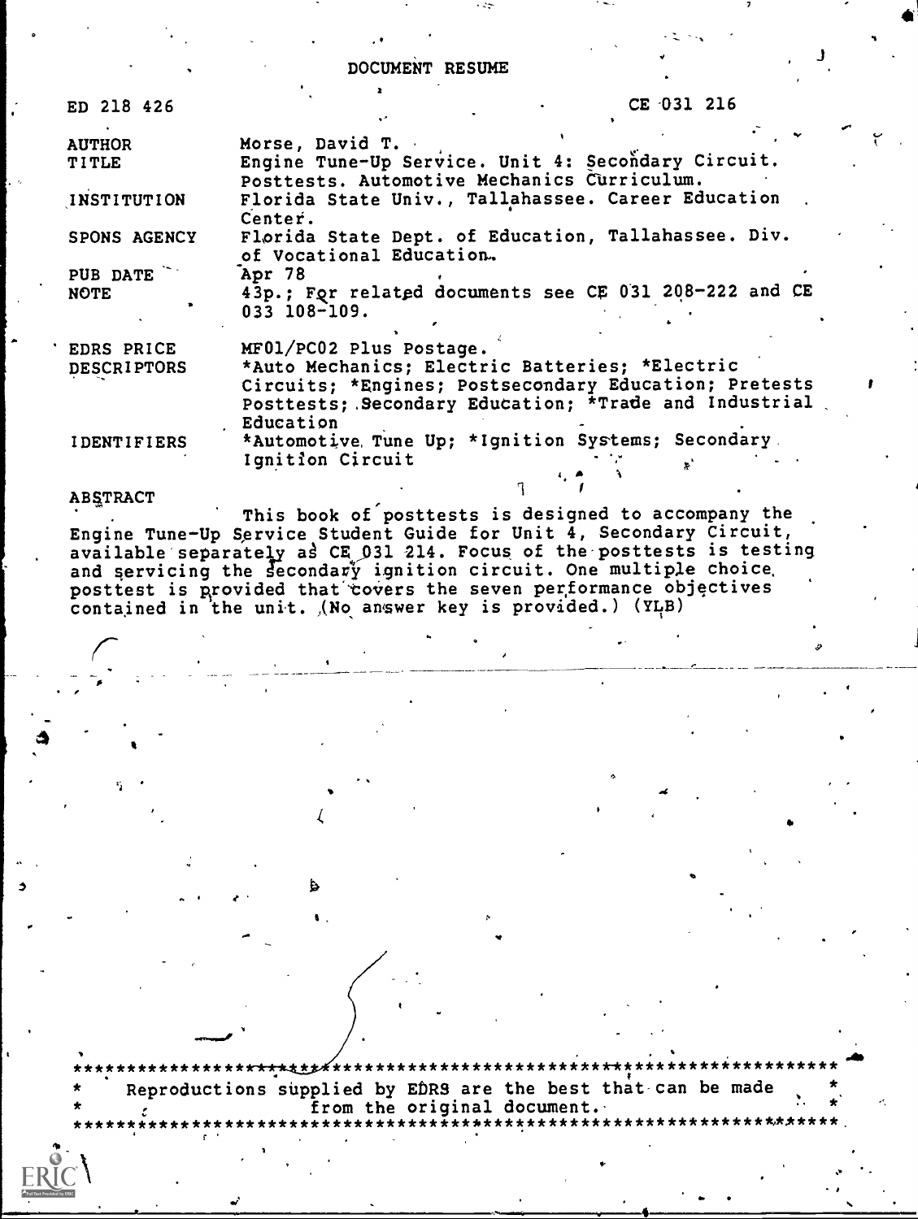# DOCUMENT RESUME

ED 218 426 CE 031 216

| | |
|---|---|
| AUTHOR | Morse, David T. |
| TITLE | Engine Tune-Up Service. Unit 4: Secondary Circuit. Posttests. Automotive Mechanics Curriculum. |
| INSTITUTION | Florida State Univ., Tallahassee. Career Education Center. |
| SPONS AGENCY | Florida State Dept. of Education, Tallahassee. Div. of Vocational Education. |
| PUB DATE | Apr 78 |
| NOTE | 43p.; For related documents see CE 031 208-222 and CE 033 108-109. |
| EDRS PRICE | MF01/PC02 Plus Postage. |
| DESCRIPTORS | *Auto Mechanics; Electric Batteries; *Electric Circuits; *Engines; Postsecondary Education; Pretests Posttests; Secondary Education; *Trade and Industrial Education |
| IDENTIFIERS | *Automotive Tune Up; *Ignition Systems; Secondary Ignition Circuit |

## ABSTRACT

This book of posttests is designed to accompany the Engine Tune-Up Service Student Guide for Unit 4, Secondary Circuit, available separately as CE 031 214. Focus of the posttests is testing and servicing the secondary ignition circuit. One multiple choice posttest is provided that covers the seven performance objectives contained in the unit. (No answer key is provided.) (YLB)

***********************************************************************
* Reproductions supplied by EDRS are the best that can be made *
* from the original document. *
***********************************************************************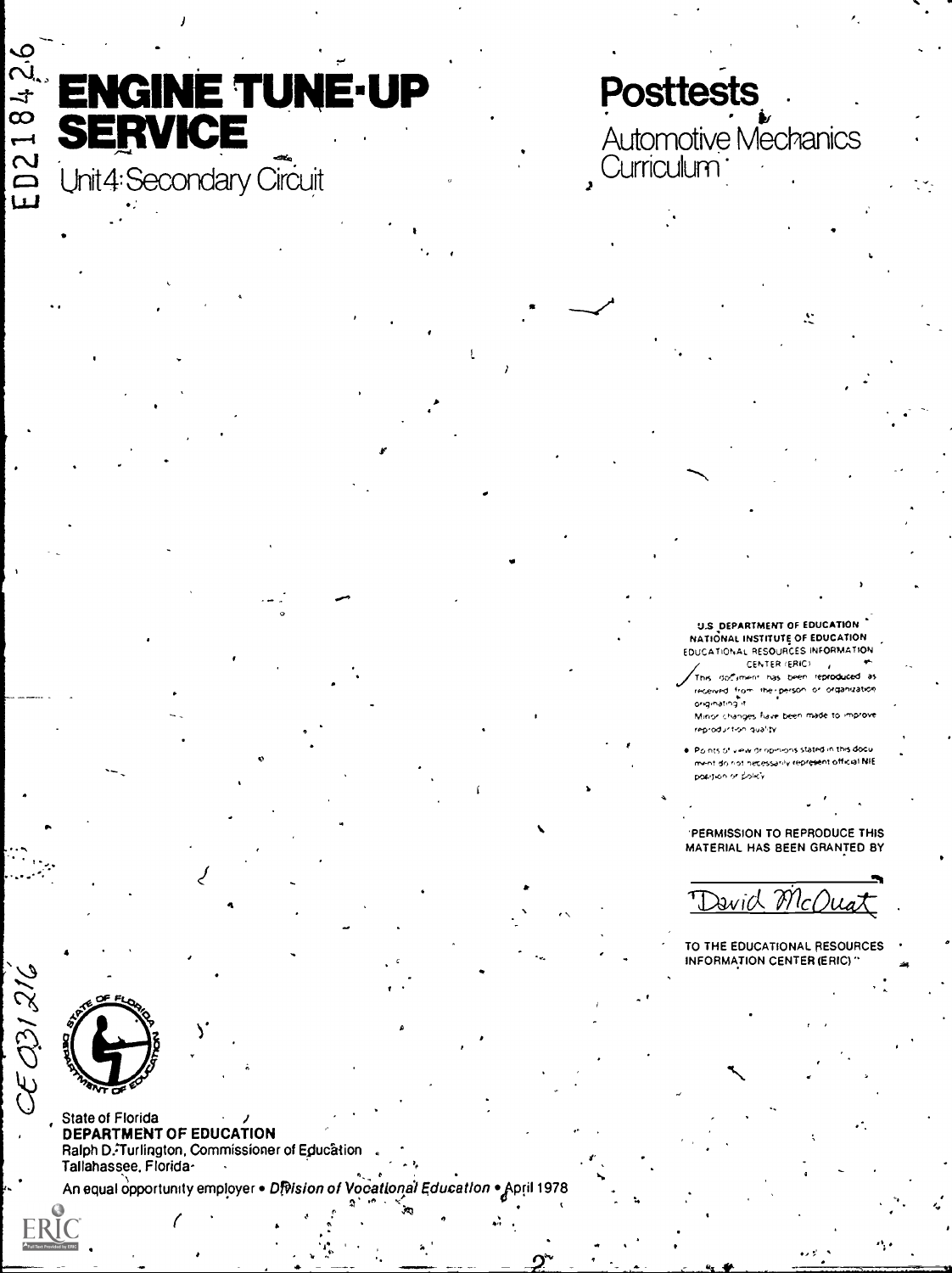# ENGINE TUNE-UP SERVICE

Unit 4: Secondary Circuit

# Posttests

Automotive Mechanics Curriculum

ED218426

U.S. DEPARTMENT OF EDUCATION
NATIONAL INSTITUTE OF EDUCATION
EDUCATIONAL RESOURCES INFORMATION CENTER (ERIC)

This document has been reproduced as received from the person or organization originating it.

Minor changes have been made to improve reproduction quality.

- Points of view or opinions stated in this document do not necessarily represent official NIE position or policy.

"PERMISSION TO REPRODUCE THIS MATERIAL HAS BEEN GRANTED BY

David McQuat

TO THE EDUCATIONAL RESOURCES INFORMATION CENTER (ERIC)."

CE 031 216

State of Florida
**DEPARTMENT OF EDUCATION**
Ralph D. Turlington, Commissioner of Education
Tallahassee, Florida

An equal opportunity employer • *Division of Vocational Education* • April 1978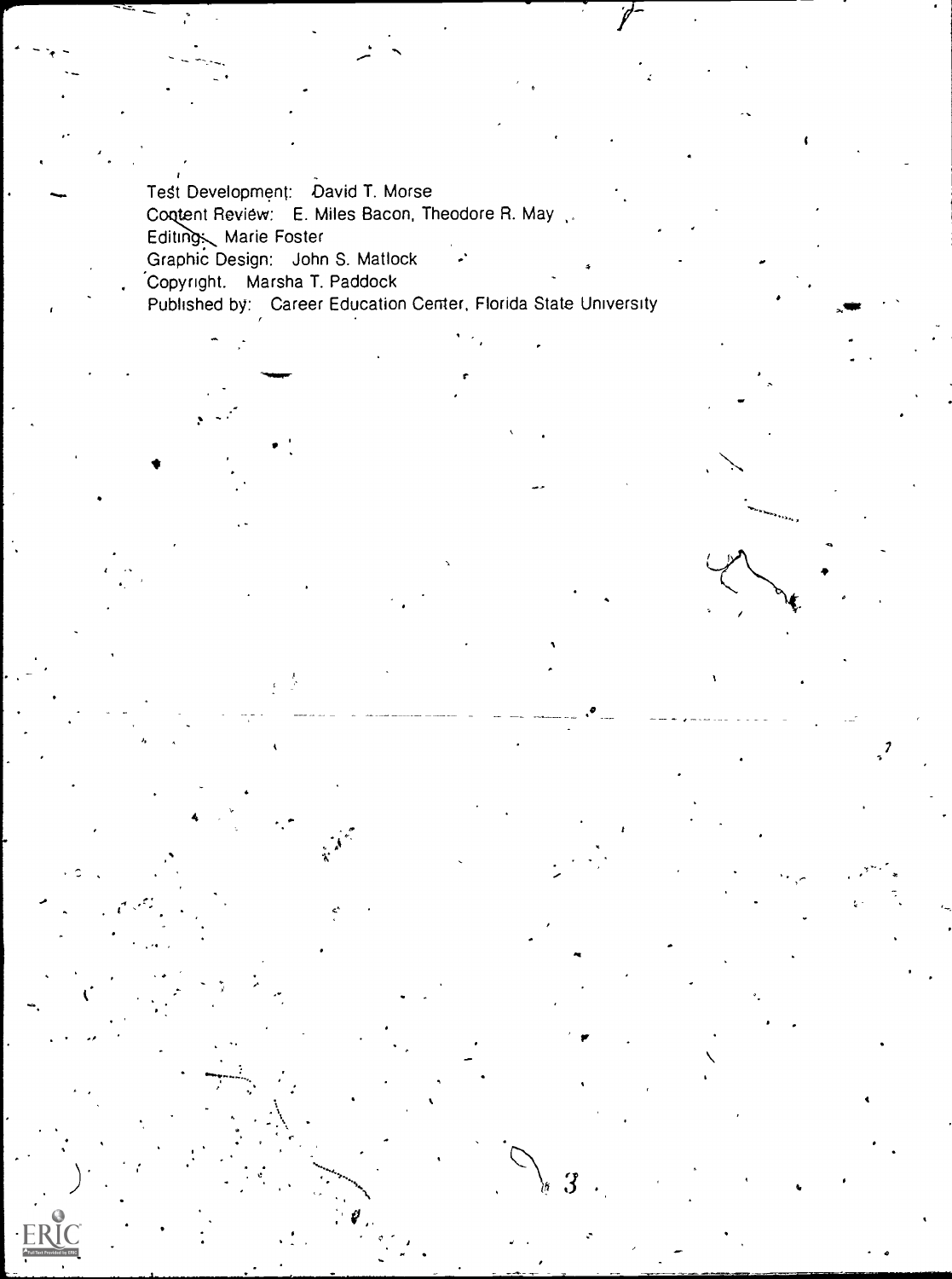Test Development: David T. Morse
Content Review: E. Miles Bacon, Theodore R. May
Editing: Marie Foster
Graphic Design: John S. Matlock
Copyright. Marsha T. Paddock
Published by: Career Education Center, Florida State University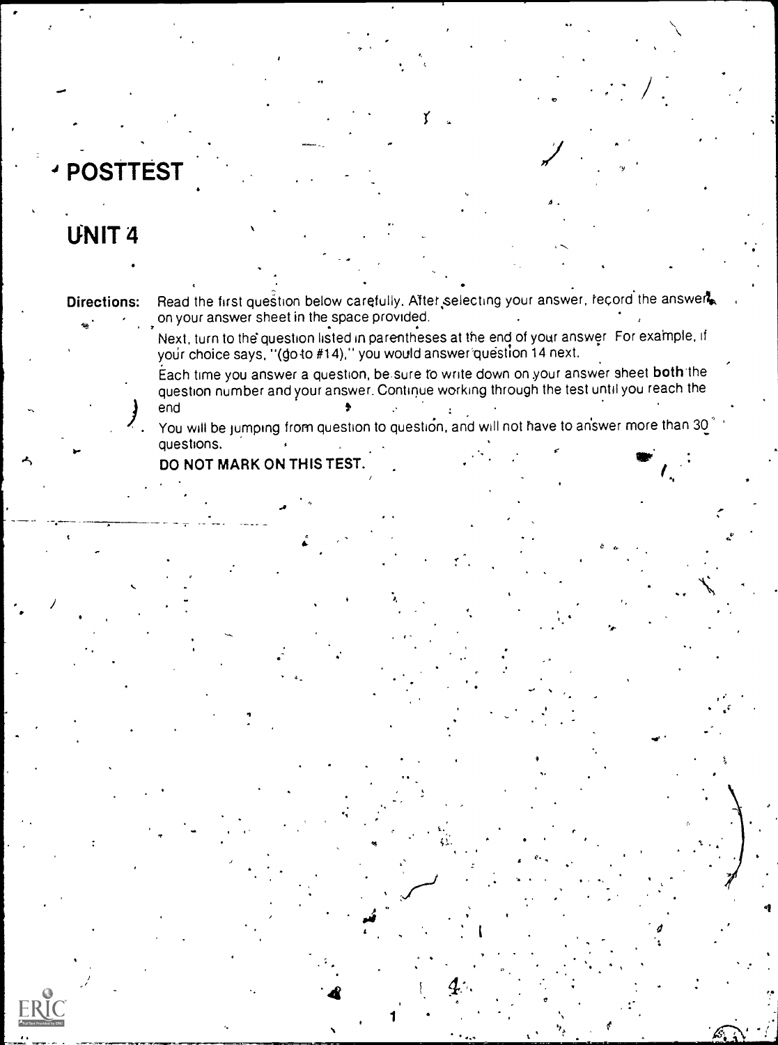# POSTTEST

## UNIT 4

**Directions:** Read the first question below carefully. After selecting your answer, record the answer on your answer sheet in the space provided.

Next, turn to the question listed in parentheses at the end of your answer. For example, if your choice says, "(go to #14)," you would answer question 14 next.

Each time you answer a question, be sure to write down on your answer sheet **both** the question number and your answer. Continue working through the test until you reach the end.

You will be jumping from question to question, and will not have to answer more than 30 questions.

**DO NOT MARK ON THIS TEST.**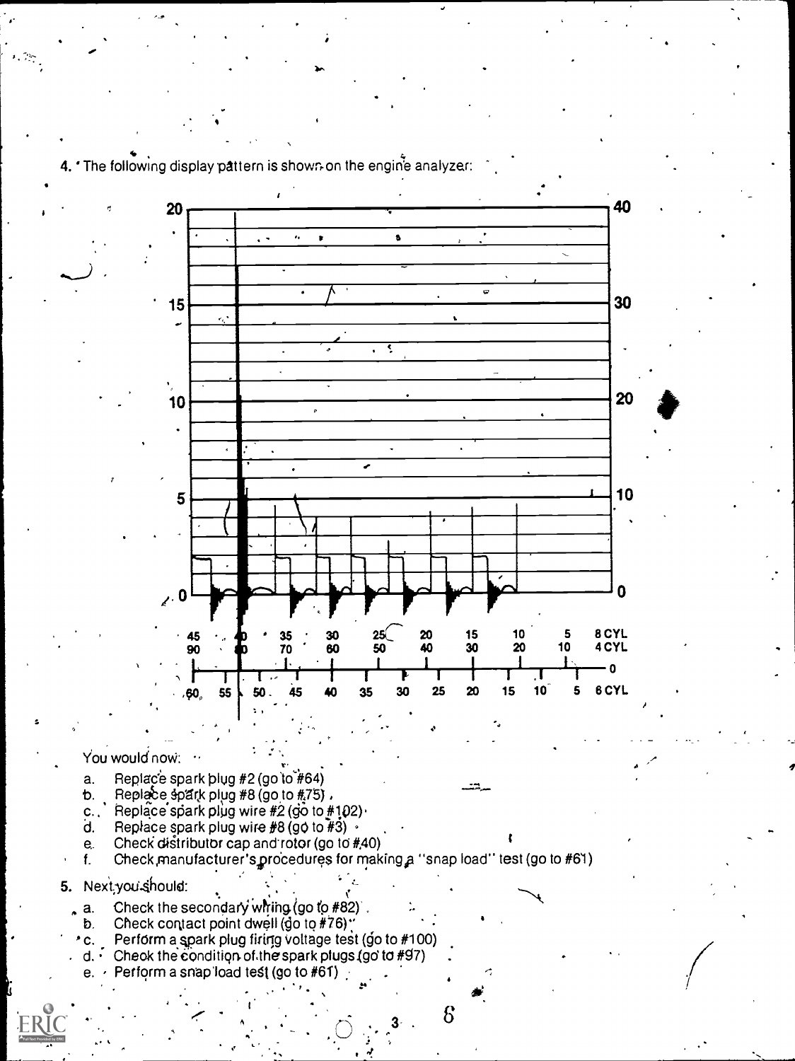4. The following display pattern is shown on the engine analyzer:

20
15
10
5
0

40
30
20
10
0

45 40 35 30 25 20 15 10 5 8 CYL
90 80 70 60 50 40 30 20 10 4 CYL
0
60 55 50 45 40 35 30 25 20 15 10 5 6 CYL

You would now:

a. Replace spark plug #2 (go to #64)
b. Replace spark plug #8 (go to #75)
c. Replace spark plug wire #2 (go to #102)
d. Replace spark plug wire #8 (go to #3)
e. Check distributor cap and rotor (go to #40)
f. Check manufacturer's procedures for making a "snap load" test (go to #61)

5. Next you should:

a. Check the secondary wiring (go to #82)
b. Check contact point dwell (go to #76)
c. Perform a spark plug firing voltage test (go to #100)
d. Check the condition of the spark plugs (go to #97)
e. Perform a snap load test (go to #61)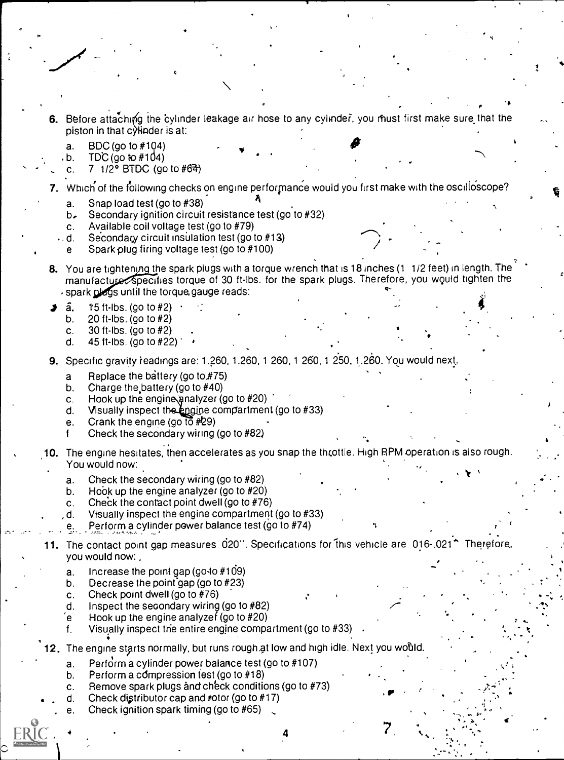6. Before attaching the cylinder leakage air hose to any cylinder, you must first make sure that the piston in that cylinder is at:

   a. BDC (go to #104)
   b. TDC (go to #104)
   c. 7 1/2° BTDC (go to #64)

7. Which of the following checks on engine performance would you first make with the oscilloscope?

   a. Snap load test (go to #38)
   b. Secondary ignition circuit resistance test (go to #32)
   c. Available coil voltage test (go to #79)
   d. Secondary circuit insulation test (go to #13)
   e. Spark plug firing voltage test (go to #100)

8. You are tightening the spark plugs with a torque wrench that is 18 inches (1 1/2 feet) in length. The manufacturer specifies torque of 30 ft-lbs. for the spark plugs. Therefore, you would tighten the spark plugs until the torque gauge reads:

   a. 15 ft-lbs. (go to #2)
   b. 20 ft-lbs. (go to #2)
   c. 30 ft-lbs. (go to #2)
   d. 45 ft-lbs. (go to #22)

9. Specific gravity readings are: 1.260, 1.260, 1 260, 1 260, 1 250, 1.260. You would next

   a Replace the battery (go to #75)
   b. Charge the battery (go to #40)
   c. Hook up the engine analyzer (go to #20)
   d. Visually inspect the engine compartment (go to #33)
   e. Crank the engine (go to #29)
   f Check the secondary wiring (go to #82)

10. The engine hesitates, then accelerates as you snap the throttle. High RPM operation is also rough. You would now:

   a. Check the secondary wiring (go to #82)
   b. Hook up the engine analyzer (go to #20)
   c. Check the contact point dwell (go to #76)
   d. Visually inspect the engine compartment (go to #33)
   e. Perform a cylinder power balance test (go to #74)

11. The contact point gap measures 020". Specifications for this vehicle are 016-.021" Therefore, you would now:

   a. Increase the point gap (go to #109)
   b. Decrease the point gap (go to #23)
   c. Check point dwell (go to #76)
   d. Inspect the secondary wiring (go to #82)
   e Hook up the engine analyzer (go to #20)
   f. Visually inspect the entire engine compartment (go to #33)

12. The engine starts normally, but runs rough at low and high idle. Next you would.

   a. Perform a cylinder power balance test (go to #107)
   b. Perform a compression test (go to #18)
   c. Remove spark plugs and check conditions (go to #73)
   d. Check distributor cap and rotor (go to #17)
   e. Check ignition spark timing (go to #65)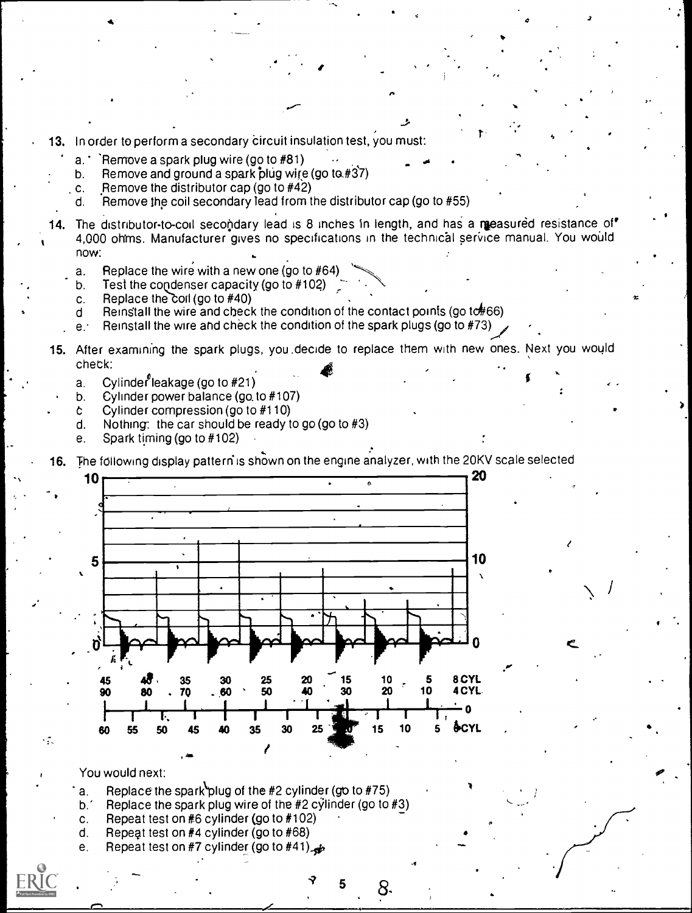13. In order to perform a secondary circuit insulation test, you must:
    a. Remove a spark plug wire (go to #81)
    b. Remove and ground a spark plug wire (go to #37)
    c. Remove the distributor cap (go to #42)
    d. Remove the coil secondary lead from the distributor cap (go to #55)

14. The distributor-to-coil secondary lead is 8 inches in length, and has a measured resistance of 4,000 ohms. Manufacturer gives no specifications in the technical service manual. You would now:
    a. Replace the wire with a new one (go to #64)
    b. Test the condenser capacity (go to #102)
    c. Replace the coil (go to #40)
    d. Reinstall the wire and check the condition of the contact points (go to #66)
    e. Reinstall the wire and check the condition of the spark plugs (go to #73)

15. After examining the spark plugs, you decide to replace them with new ones. Next you would check:
    a. Cylinder leakage (go to #21)
    b. Cylinder power balance (go to #107)
    c. Cylinder compression (go to #110)
    d. Nothing: the car should be ready to go (go to #3)
    e. Spark timing (go to #102)

16. The following display pattern is shown on the engine analyzer, with the 20KV scale selected

10 20
5 10
0 0

45 40 35 30 25 20 15 10 5 8 CYL
90 80 70 60 50 40 30 20 10 4 CYL
0
60 55 50 45 40 35 30 25 20 15 10 5 6CYL

You would next:
    a. Replace the spark plug of the #2 cylinder (go to #75)
    b. Replace the spark plug wire of the #2 cylinder (go to #3)
    c. Repeat test on #6 cylinder (go to #102)
    d. Repeat test on #4 cylinder (go to #68)
    e. Repeat test on #7 cylinder (go to #41)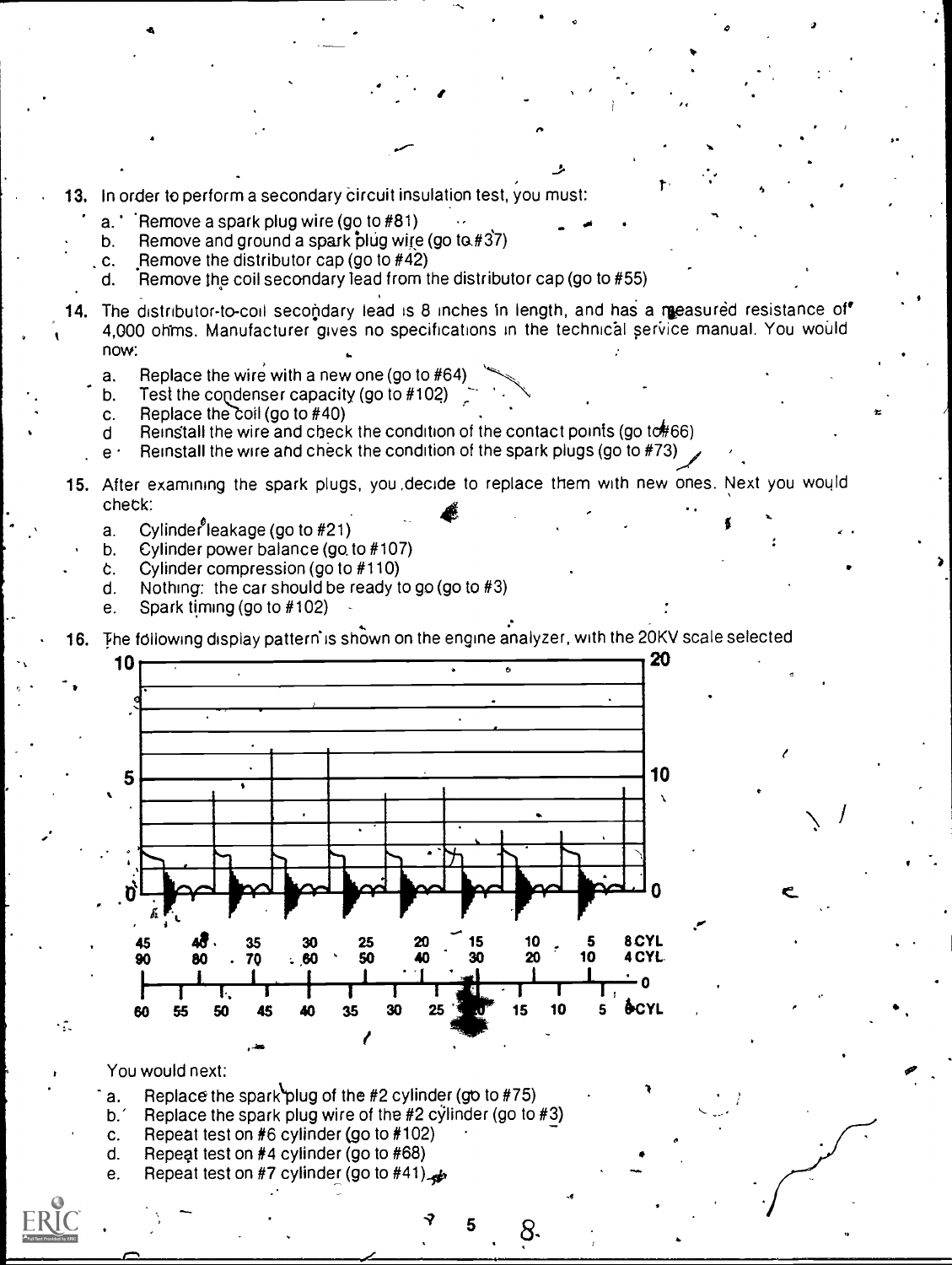13. In order to perform a secondary circuit insulation test, you must:

   a. Remove a spark plug wire (go to #81)
   b. Remove and ground a spark plug wire (go to #37)
   c. Remove the distributor cap (go to #42)
   d. Remove the coil secondary lead from the distributor cap (go to #55)

14. The distributor-to-coil secondary lead is 8 inches in length, and has a measured resistance of 4,000 ohms. Manufacturer gives no specifications in the technical service manual. You would now:

   a. Replace the wire with a new one (go to #64)
   b. Test the condenser capacity (go to #102)
   c. Replace the coil (go to #40)
   d. Reinstall the wire and check the condition of the contact points (go to #66)
   e. Reinstall the wire and check the condition of the spark plugs (go to #73)

15. After examining the spark plugs, you decide to replace them with new ones. Next you would check:

   a. Cylinder leakage (go to #21)
   b. Cylinder power balance (go to #107)
   c. Cylinder compression (go to #110)
   d. Nothing: the car should be ready to go (go to #3)
   e. Spark timing (go to #102)

16. The following display pattern is shown on the engine analyzer, with the 20KV scale selected

10 20

5 10

0 0

45 40 35 30 25 20 15 10 5 8 CYL
90 80 70 60 50 40 30 20 10 4 CYL
0
60 55 50 45 40 35 30 25 20 15 10 5 6 CYL

You would next:

   a. Replace the spark plug of the #2 cylinder (go to #75)
   b. Replace the spark plug wire of the #2 cylinder (go to #3)
   c. Repeat test on #6 cylinder (go to #102)
   d. Repeat test on #4 cylinder (go to #68)
   e. Repeat test on #7 cylinder (go to #41)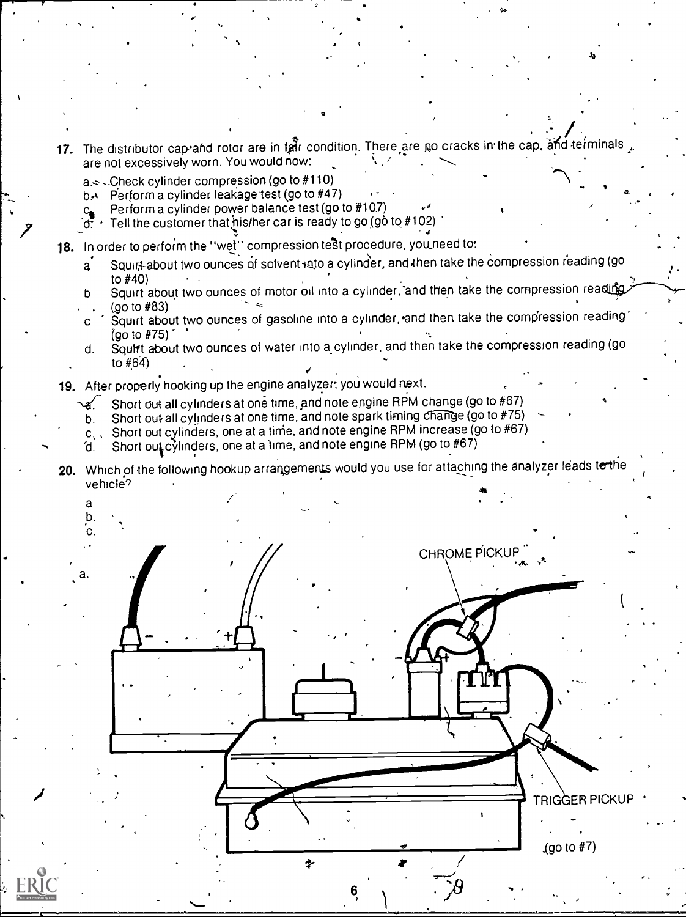17. The distributor cap and rotor are in fair condition. There are no cracks in the cap, and terminals are not excessively worn. You would now:

    a. Check cylinder compression (go to #110)
    b. Perform a cylinder leakage test (go to #47)
    c. Perform a cylinder power balance test (go to #107)
    d. Tell the customer that his/her car is ready to go (go to #102)

18. In order to perform the "wet" compression test procedure, you need to:

    a. Squirt about two ounces of solvent into a cylinder, and then take the compression reading (go to #40)
    b. Squirt about two ounces of motor oil into a cylinder, and then take the compression reading (go to #83)
    c. Squirt about two ounces of gasoline into a cylinder, and then take the compression reading (go to #75)
    d. Squirt about two ounces of water into a cylinder, and then take the compression reading (go to #64)

19. After properly hooking up the engine analyzer, you would next.

    a. Short out all cylinders at one time, and note engine RPM change (go to #67)
    b. Short out all cylinders at one time, and note spark timing change (go to #75)
    c. Short out cylinders, one at a time, and note engine RPM increase (go to #67)
    d. Short out cylinders, one at a time, and note engine RPM (go to #67)

20. Which of the following hookup arrangements would you use for attaching the analyzer leads to the vehicle?

    a.
    b.
    c.

a.

CHROME PICKUP

TRIGGER PICKUP

(go to #7)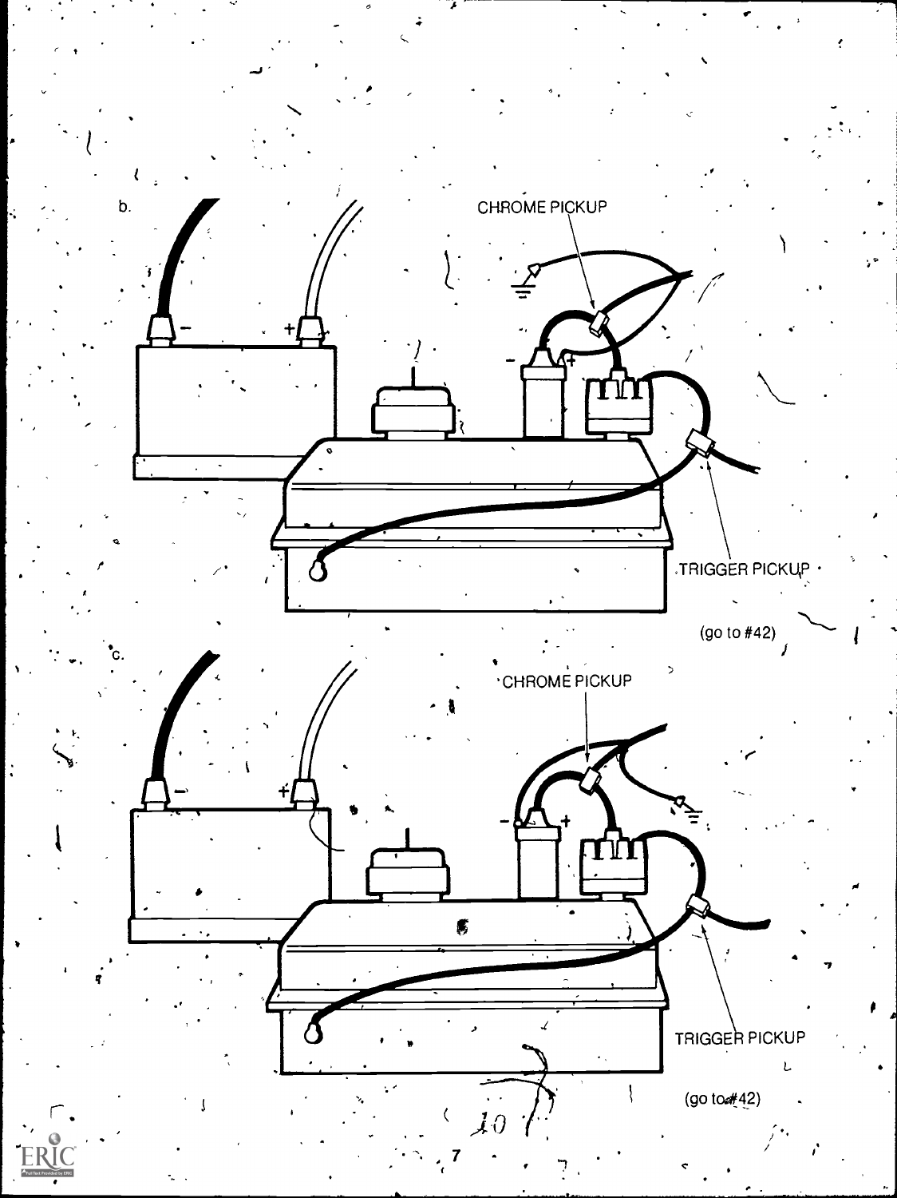b.

CHROME PICKUP

TRIGGER PICKUP

(go to #42)

c.

CHROME PICKUP

TRIGGER PICKUP

(go to #42)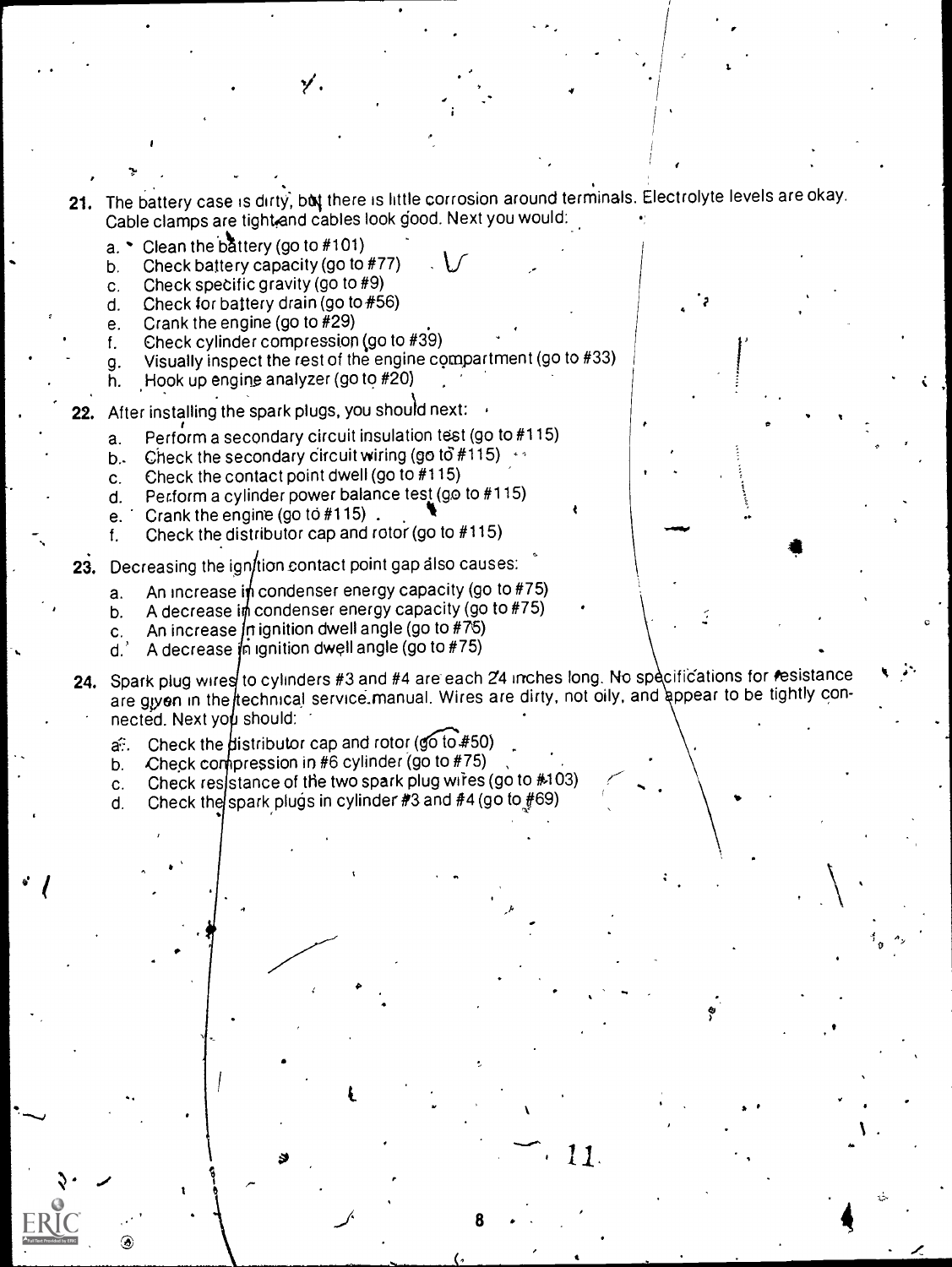21. The battery case is dirty, but there is little corrosion around terminals. Electrolyte levels are okay. Cable clamps are tight and cables look good. Next you would:

   a. Clean the battery (go to #101)
   b. Check battery capacity (go to #77)
   c. Check specific gravity (go to #9)
   d. Check for battery drain (go to #56)
   e. Crank the engine (go to #29)
   f. Check cylinder compression (go to #39)
   g. Visually inspect the rest of the engine compartment (go to #33)
   h. Hook up engine analyzer (go to #20)

22. After installing the spark plugs, you should next:

   a. Perform a secondary circuit insulation test (go to #115)
   b. Check the secondary circuit wiring (go to #115)
   c. Check the contact point dwell (go to #115)
   d. Perform a cylinder power balance test (go to #115)
   e. Crank the engine (go to #115)
   f. Check the distributor cap and rotor (go to #115)

23. Decreasing the ignition contact point gap also causes:

   a. An increase in condenser energy capacity (go to #75)
   b. A decrease in condenser energy capacity (go to #75)
   c. An increase in ignition dwell angle (go to #75)
   d. A decrease in ignition dwell angle (go to #75)

24. Spark plug wires to cylinders #3 and #4 are each 24 inches long. No specifications for resistance are given in the technical service manual. Wires are dirty, not oily, and appear to be tightly connected. Next you should:

   a. Check the distributor cap and rotor (go to #50)
   b. Check compression in #6 cylinder (go to #75)
   c. Check resistance of the two spark plug wires (go to #103)
   d. Check the spark plugs in cylinder #3 and #4 (go to #69)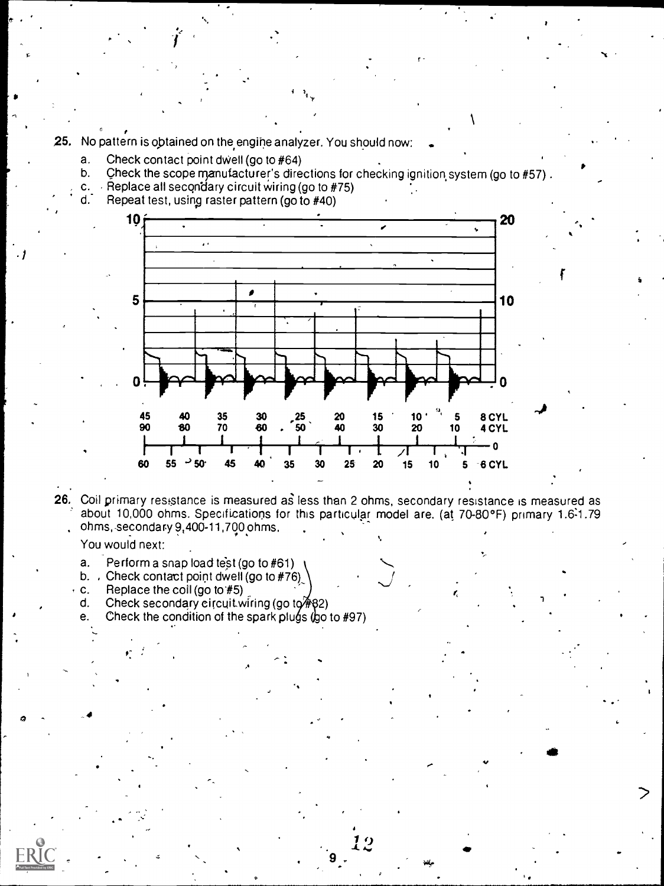25. No pattern is obtained on the engine analyzer. You should now:

   a. Check contact point dwell (go to #64)
   b. Check the scope manufacturer's directions for checking ignition system (go to #57).
   c. Replace all secondary circuit wiring (go to #75)
   d. Repeat test, using raster pattern (go to #40)

10 5 0

20 10 0

45 40 35 30 25 20 15 10 5 8 CYL

90 80 70 60 50 40 30 20 10 4 CYL

0

60 55 50 45 40 35 30 25 20 15 10 5 6 CYL

26. Coil primary resistance is measured as less than 2 ohms, secondary resistance is measured as about 10,000 ohms. Specifications for this particular model are. (at 70-80°F) primary 1.6-1.79 ohms, secondary 9,400-11,700 ohms.

   You would next:

   a. Perform a snap load test (go to #61)
   b. Check contact point dwell (go to #76)
   c. Replace the coil (go to #5)
   d. Check secondary circuit wiring (go to #82)
   e. Check the condition of the spark plugs (go to #97)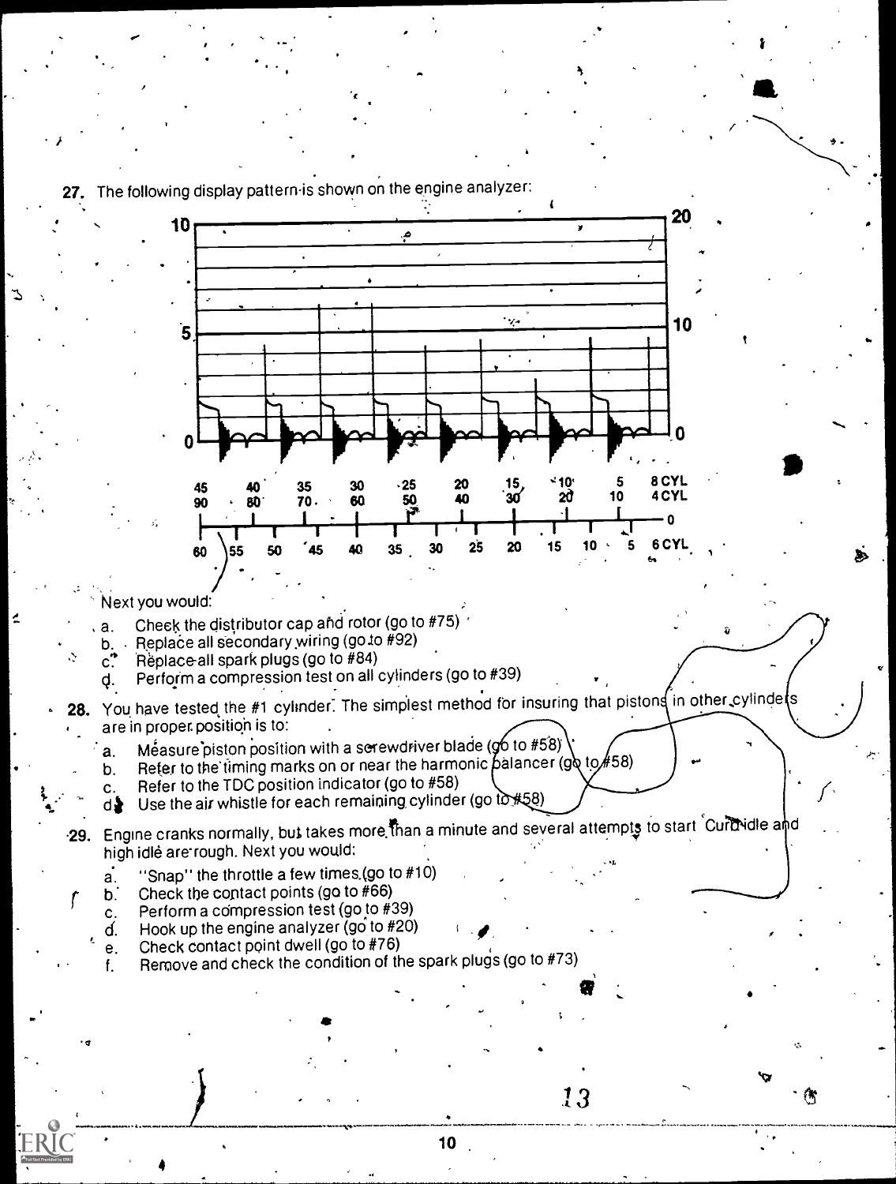27. The following display pattern is shown on the engine analyzer:

10 20

5 10

0 0

45 40 35 30 25 20 15 10 5 8 CYL
90 80 70 60 50 40 30 20 10 4 CYL
0
60 55 50 45 40 35 30 25 20 15 10 5 6 CYL

Next you would:

a. Check the distributor cap and rotor (go to #75)
b. Replace all secondary wiring (go to #92)
c. Replace all spark plugs (go to #84)
d. Perform a compression test on all cylinders (go to #39)

28. You have tested the #1 cylinder. The simplest method for insuring that pistons in other cylinders are in proper position is to:

a. Measure piston position with a screwdriver blade (go to #58)
b. Refer to the timing marks on or near the harmonic balancer (go to #58)
c. Refer to the TDC position indicator (go to #58)
d. Use the air whistle for each remaining cylinder (go to #58)

29. Engine cranks normally, but takes more than a minute and several attempts to start. Curb idle and high idle are rough. Next you would:

a. "Snap" the throttle a few times (go to #10)
b. Check the contact points (go to #66)
c. Perform a compression test (go to #39)
d. Hook up the engine analyzer (go to #20)
e. Check contact point dwell (go to #76)
f. Remove and check the condition of the spark plugs (go to #73)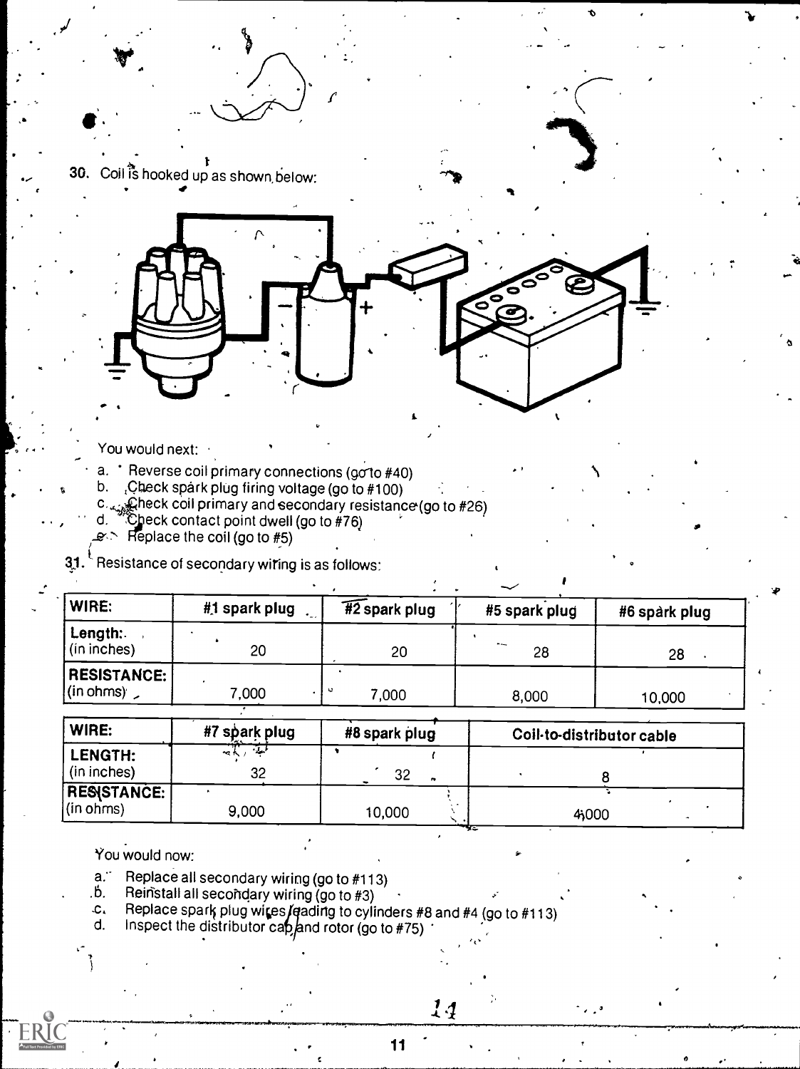30. Coil is hooked up as shown below:

You would next:

a. Reverse coil primary connections (go to #40)
b. Check spark plug firing voltage (go to #100)
c. Check coil primary and secondary resistance (go to #26)
d. Check contact point dwell (go to #76)
e. Replace the coil (go to #5)

31. Resistance of secondary wiring is as follows:

| WIRE: | #1 spark plug | #2 spark plug | #5 spark plug | #6 spark plug |
|---|---|---|---|---|
| Length: (in inches) | 20 | 20 | 28 | 28 |
| RESISTANCE: (in ohms) | 7,000 | 7,000 | 8,000 | 10,000 |

| WIRE: | #7 spark plug | #8 spark plug | Coil-to-distributor cable |
|---|---|---|---|
| LENGTH: (in inches) | 32 | 32 | 8 |
| RESISTANCE: (in ohms) | 9,000 | 10,000 | 4,000 |

You would now:

a. Replace all secondary wiring (go to #113)
b. Reinstall all secondary wiring (go to #3)
c. Replace spark plug wires leading to cylinders #8 and #4 (go to #113)
d. Inspect the distributor cap and rotor (go to #75)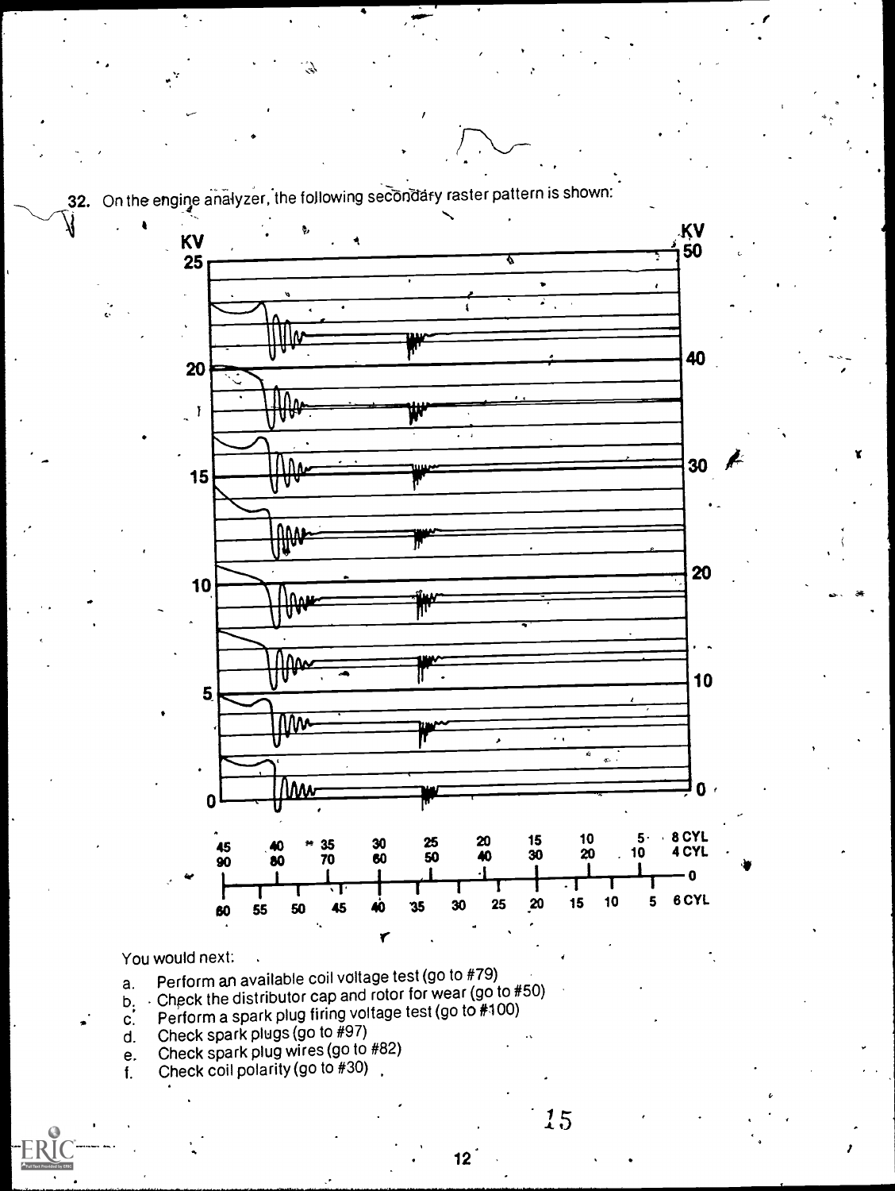32. On the engine analyzer, the following secondary raster pattern is shown:

KV
25
20
15
10
5
0

KV
50
40
30
20
10
0

45 40 35 30 25 20 15 10 5 8 CYL
90 80 70 60 50 40 30 20 10 4 CYL
0
60 55 50 45 40 35 30 25 20 15 10 5 6 CYL

You would next:

a. Perform an available coil voltage test (go to #79)
b. Check the distributor cap and rotor for wear (go to #50)
c. Perform a spark plug firing voltage test (go to #100)
d. Check spark plugs (go to #97)
e. Check spark plug wires (go to #82)
f. Check coil polarity (go to #30)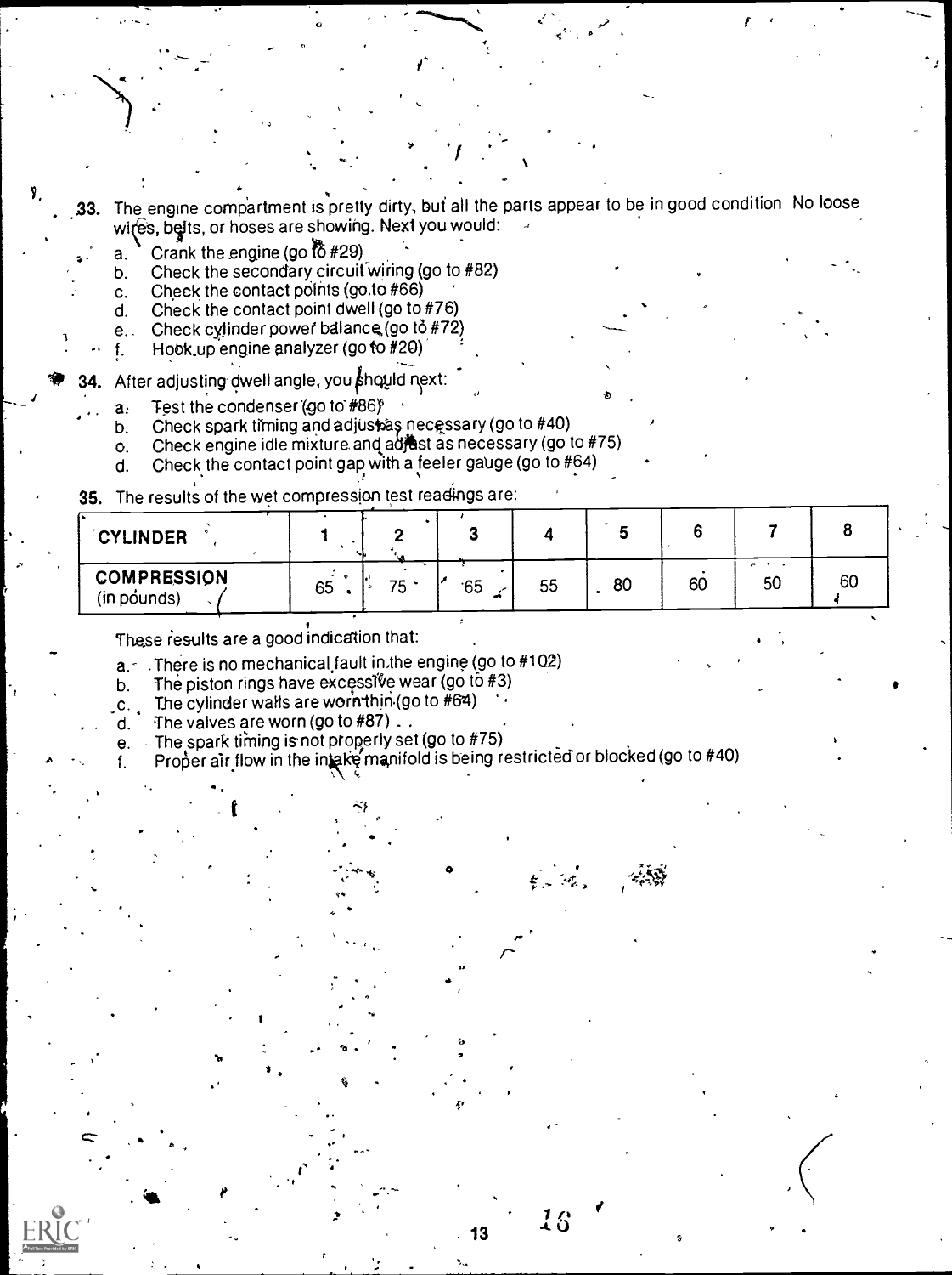33. The engine compartment is pretty dirty, but all the parts appear to be in good condition No loose wires, belts, or hoses are showing. Next you would:

   a. Crank the engine (go to #29)
   b. Check the secondary circuit wiring (go to #82)
   c. Check the contact points (go to #66)
   d. Check the contact point dwell (go to #76)
   e. Check cylinder power balance (go to #72)
   f. Hook up engine analyzer (go to #20)

34. After adjusting dwell angle, you should next:

   a. Test the condenser (go to #86)
   b. Check spark timing and adjust as necessary (go to #40)
   c. Check engine idle mixture and adjust as necessary (go to #75)
   d. Check the contact point gap with a feeler gauge (go to #64)

35. The results of the wet compression test readings are:

| CYLINDER | 1 | 2 | 3 | 4 | 5 | 6 | 7 | 8 |
|---|---|---|---|---|---|---|---|---|
| COMPRESSION (in pounds) | 65 | 75 | 65 | 55 | 80 | 60 | 50 | 60 |

These results are a good indication that:

   a. There is no mechanical fault in the engine (go to #102)
   b. The piston rings have excessive wear (go to #3)
   c. The cylinder walls are worn thin (go to #64)
   d. The valves are worn (go to #87)
   e. The spark timing is not properly set (go to #75)
   f. Proper air flow in the intake manifold is being restricted or blocked (go to #40)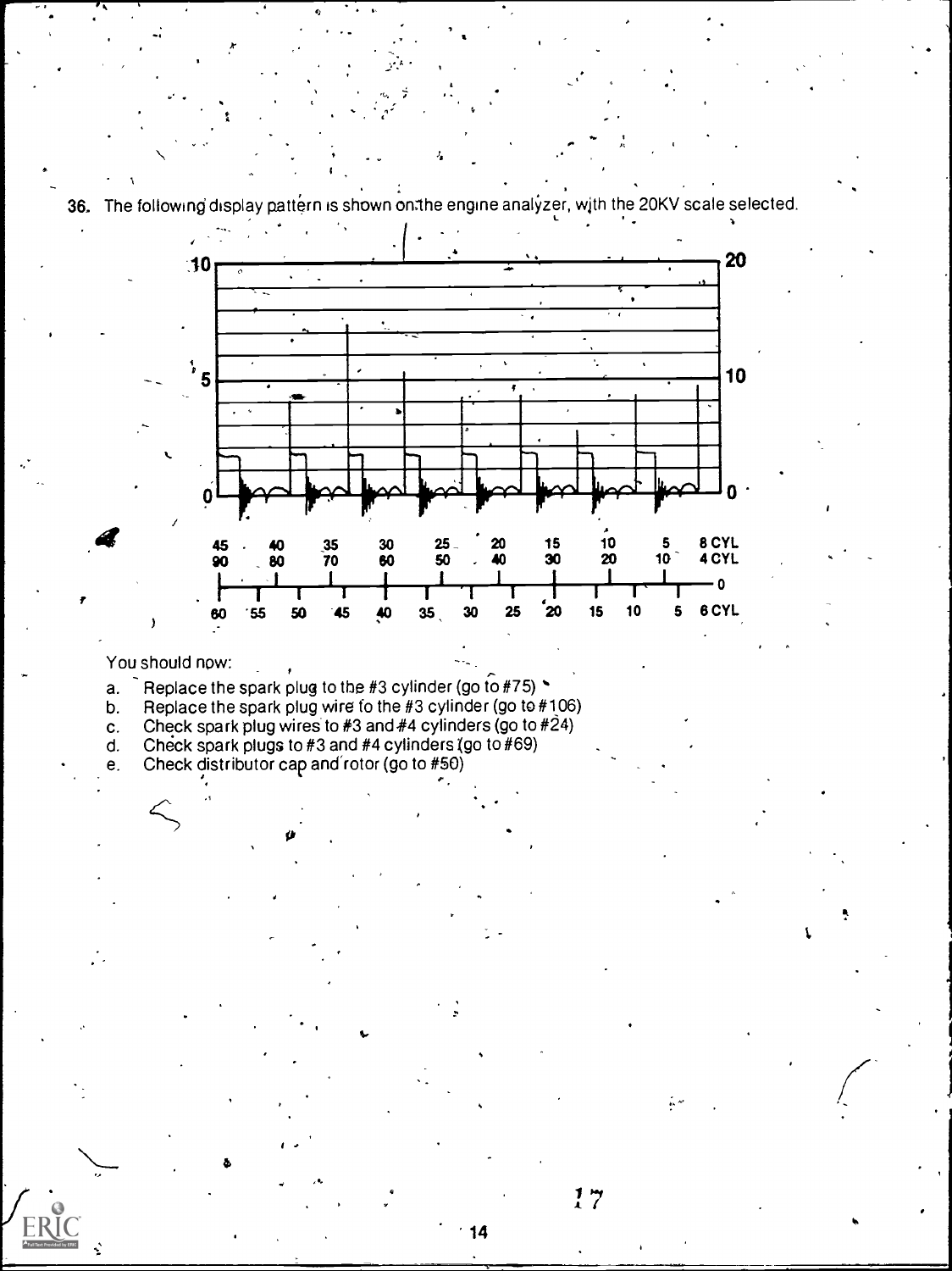36. The following display pattern is shown on the engine analyzer, with the 20KV scale selected.

10 20

5 10

0 0

45 40 35 30 25 20 15 10 5 8 CYL

90 80 70 60 50 40 30 20 10 4 CYL

0

60 55 50 45 40 35 30 25 20 15 10 5 6 CYL

You should now:

a. Replace the spark plug to the #3 cylinder (go to #75)
b. Replace the spark plug wire to the #3 cylinder (go to #106)
c. Check spark plug wires to #3 and #4 cylinders (go to #24)
d. Check spark plugs to #3 and #4 cylinders (go to #69)
e. Check distributor cap and rotor (go to #50)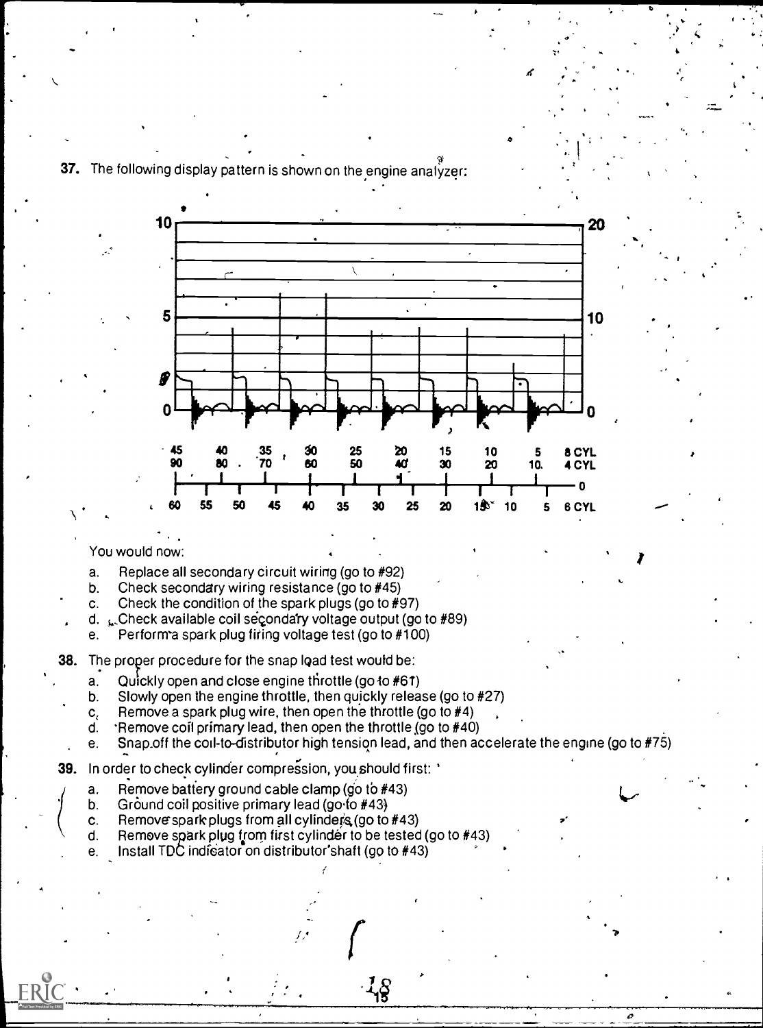37. The following display pattern is shown on the engine analyzer:

You would now:

a. Replace all secondary circuit wiring (go to #92)
b. Check secondary wiring resistance (go to #45)
c. Check the condition of the spark plugs (go to #97)
d. Check available coil secondary voltage output (go to #89)
e. Perform a spark plug firing voltage test (go to #100)

38. The proper procedure for the snap load test would be:

a. Quickly open and close engine throttle (go to #61)
b. Slowly open the engine throttle, then quickly release (go to #27)
c. Remove a spark plug wire, then open the throttle (go to #4)
d. Remove coil primary lead, then open the throttle (go to #40)
e. Snap off the coil-to-distributor high tension lead, and then accelerate the engine (go to #75)

39. In order to check cylinder compression, you should first:

a. Remove battery ground cable clamp (go to #43)
b. Ground coil positive primary lead (go to #43)
c. Remove spark plugs from all cylinders (go to #43)
d. Remove spark plug from first cylinder to be tested (go to #43)
e. Install TDC indicator on distributor shaft (go to #43)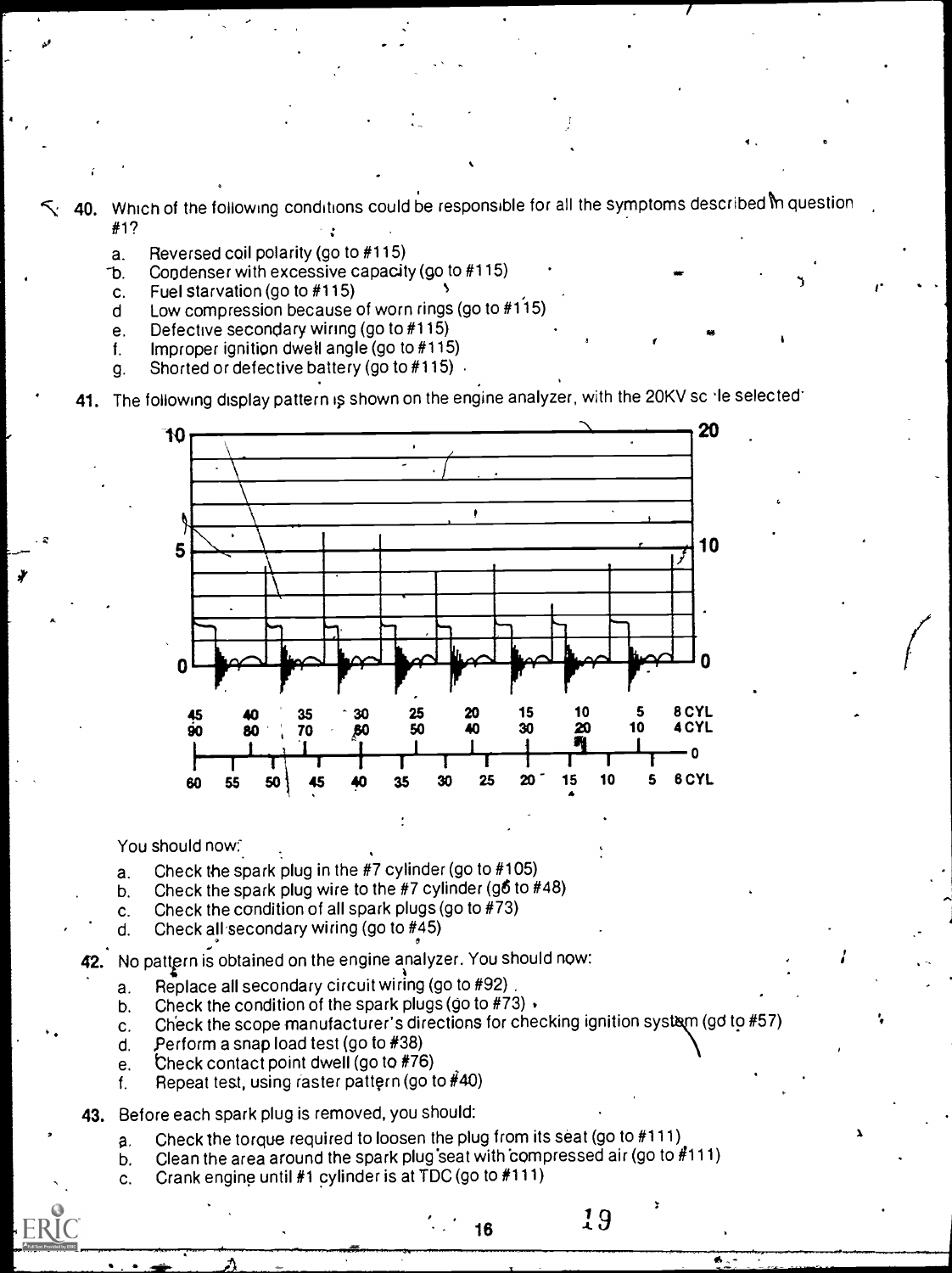40. Which of the following conditions could be responsible for all the symptoms described in question #1?

   a. Reversed coil polarity (go to #115)
   b. Condenser with excessive capacity (go to #115)
   c. Fuel starvation (go to #115)
   d. Low compression because of worn rings (go to #115)
   e. Defective secondary wiring (go to #115)
   f. Improper ignition dwell angle (go to #115)
   g. Shorted or defective battery (go to #115)

41. The following display pattern is shown on the engine analyzer, with the 20KV scale selected:

10 20
5 10
0 0

45 40 35 30 25 20 15 10 5 8 CYL
90 80 70 60 50 40 30 20 10 4 CYL
0
60 55 50 45 40 35 30 25 20 15 10 5 6 CYL

You should now:

   a. Check the spark plug in the #7 cylinder (go to #105)
   b. Check the spark plug wire to the #7 cylinder (go to #48)
   c. Check the condition of all spark plugs (go to #73)
   d. Check all secondary wiring (go to #45)

42. No pattern is obtained on the engine analyzer. You should now:

   a. Replace all secondary circuit wiring (go to #92)
   b. Check the condition of the spark plugs (go to #73)
   c. Check the scope manufacturer's directions for checking ignition system (go to #57)
   d. Perform a snap load test (go to #38)
   e. Check contact point dwell (go to #76)
   f. Repeat test, using raster pattern (go to #40)

43. Before each spark plug is removed, you should:

   a. Check the torque required to loosen the plug from its seat (go to #111)
   b. Clean the area around the spark plug seat with compressed air (go to #111)
   c. Crank engine until #1 cylinder is at TDC (go to #111)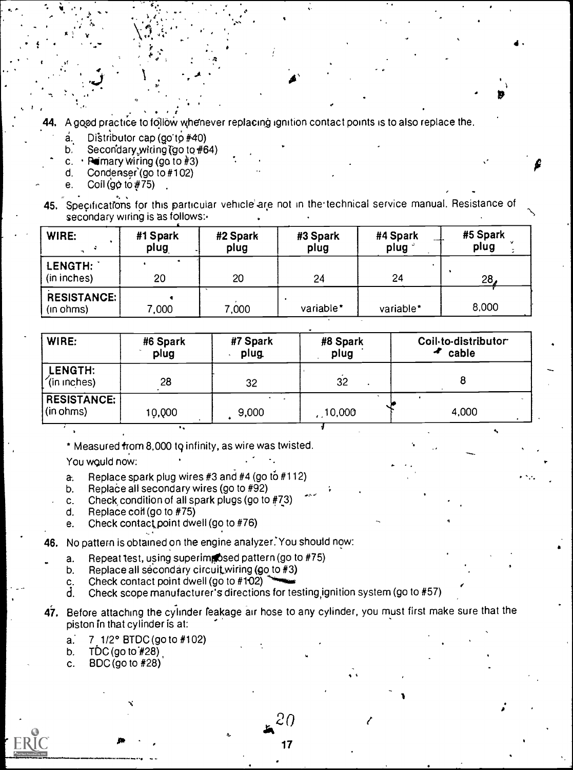44. A good practice to follow whenever replacing ignition contact points is to also replace the.

   a. Distributor cap (go to #40)
   b. Secondary wiring (go to #64)
   c. Primary wiring (go to #3)
   d. Condenser (go to #102)
   e. Coil (go to #75)

45. Specifications for this particular vehicle are not in the technical service manual. Resistance of secondary wiring is as follows:

| WIRE: | #1 Spark plug | #2 Spark plug | #3 Spark plug | #4 Spark plug | #5 Spark plug |
|---|---|---|---|---|---|
| LENGTH: (in inches) | 20 | 20 | 24 | 24 | 28 |
| RESISTANCE: (in ohms) | 7,000 | 7,000 | variable* | variable* | 8,000 |

| WIRE: | #6 Spark plug | #7 Spark plug | #8 Spark plug | Coil-to-distributor cable |
|---|---|---|---|---|
| LENGTH: (in inches) | 28 | 32 | 32 | 8 |
| RESISTANCE: (in ohms) | 10,000 | 9,000 | 10,000 | 4,000 |

* Measured from 8,000 to infinity, as wire was twisted.

You would now:

   a. Replace spark plug wires #3 and #4 (go to #112)
   b. Replace all secondary wires (go to #92)
   c. Check condition of all spark plugs (go to #73)
   d. Replace coil (go to #75)
   e. Check contact point dwell (go to #76)

46. No pattern is obtained on the engine analyzer. You should now:

   a. Repeat test, using superimposed pattern (go to #75)
   b. Replace all secondary circuit wiring (go to #3)
   c. Check contact point dwell (go to #102)
   d. Check scope manufacturer's directions for testing ignition system (go to #57)

47. Before attaching the cylinder leakage air hose to any cylinder, you must first make sure that the piston in that cylinder is at:

   a. 7 1/2° BTDC (go to #102)
   b. TDC (go to #28)
   c. BDC (go to #28)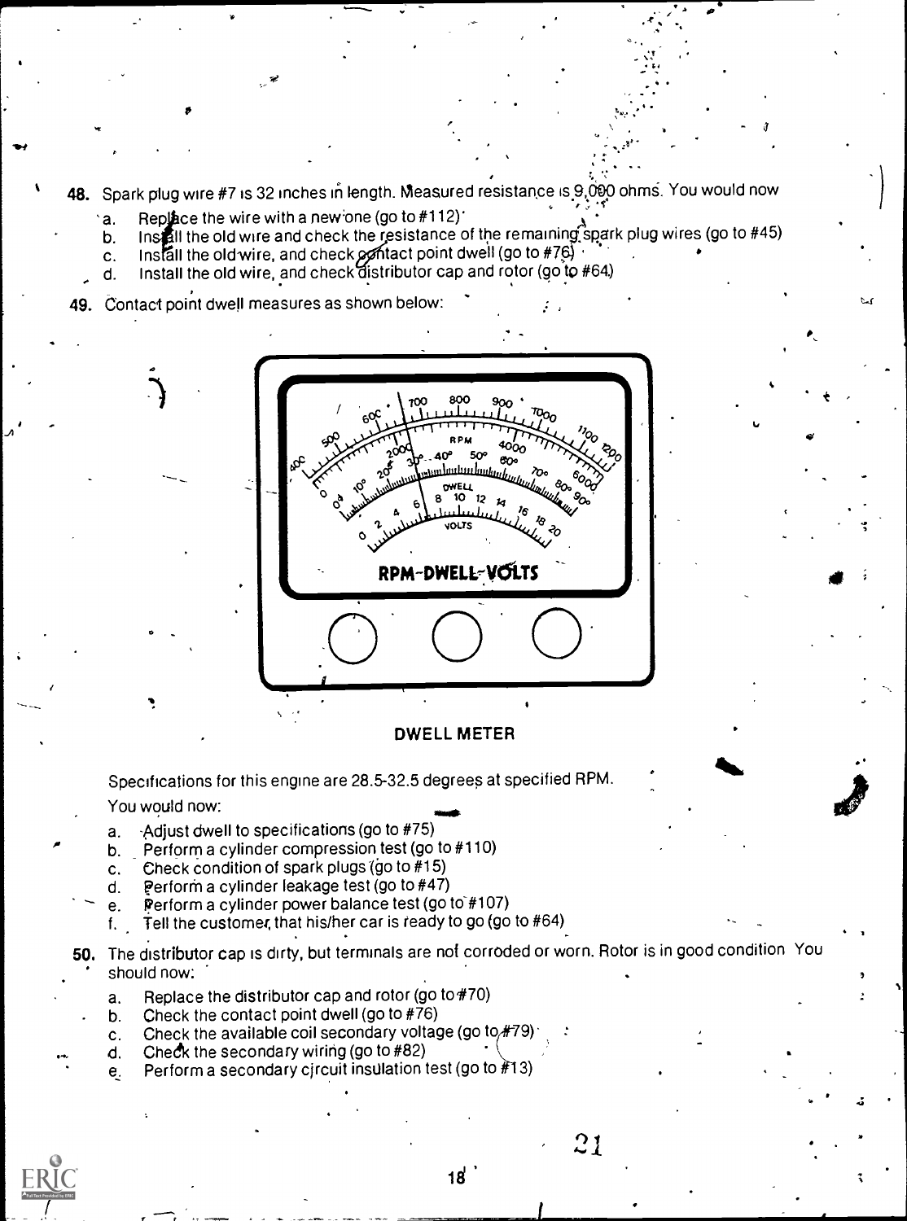48. Spark plug wire #7 is 32 inches in length. Measured resistance is 9,000 ohms. You would now

a. Replace the wire with a new one (go to #112)
b. Install the old wire and check the resistance of the remaining spark plug wires (go to #45)
c. Install the old wire, and check contact point dwell (go to #76)
d. Install the old wire, and check distributor cap and rotor (go to #64)

49. Contact point dwell measures as shown below:

RPM
DWELL
VOLTS
RPM-DWELL-VOLTS

DWELL METER

Specifications for this engine are 28.5-32.5 degrees at specified RPM.

You would now:

a. Adjust dwell to specifications (go to #75)
b. Perform a cylinder compression test (go to #110)
c. Check condition of spark plugs (go to #15)
d. Perform a cylinder leakage test (go to #47)
e. Perform a cylinder power balance test (go to #107)
f. Tell the customer that his/her car is ready to go (go to #64)

50. The distributor cap is dirty, but terminals are not corroded or worn. Rotor is in good condition You should now:

a. Replace the distributor cap and rotor (go to #70)
b. Check the contact point dwell (go to #76)
c. Check the available coil secondary voltage (go to #79)
d. Check the secondary wiring (go to #82)
e. Perform a secondary circuit insulation test (go to #13)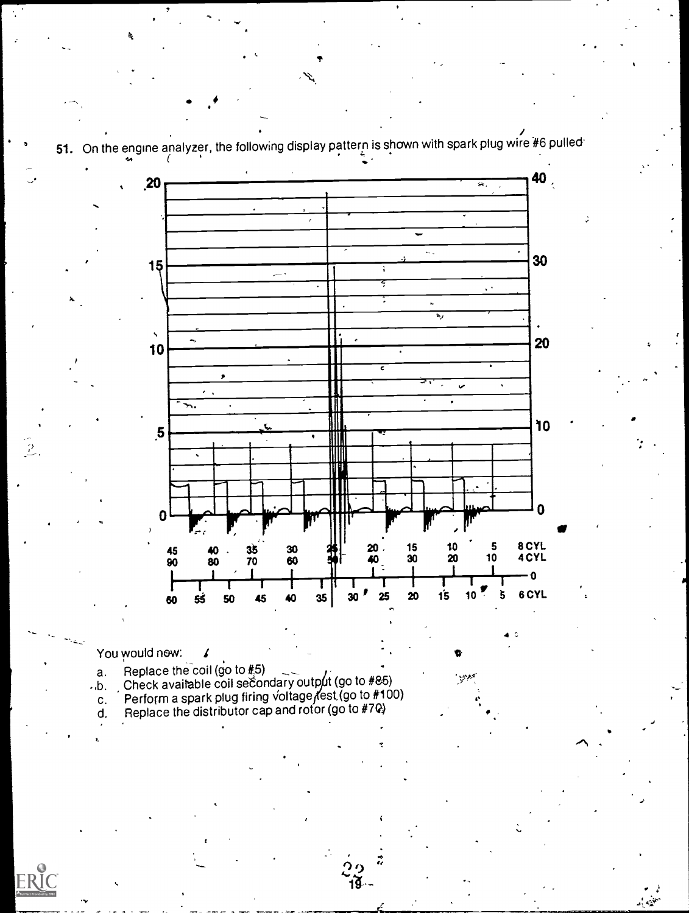51. On the engine analyzer, the following display pattern is shown with spark plug wire #6 pulled

20 40

15 30

10 20

5 10

0 0

45 40 35 30 25 20 15 10 5 8 CYL

90 80 70 60 50 40 30 20 10 4 CYL

0

60 55 50 45 40 35 30 25 20 15 10 5 6 CYL

You would now:

a. Replace the coil (go to #5)
b. Check available coil secondary output (go to #85)
c. Perform a spark plug firing voltage test (go to #100)
d. Replace the distributor cap and rotor (go to #70)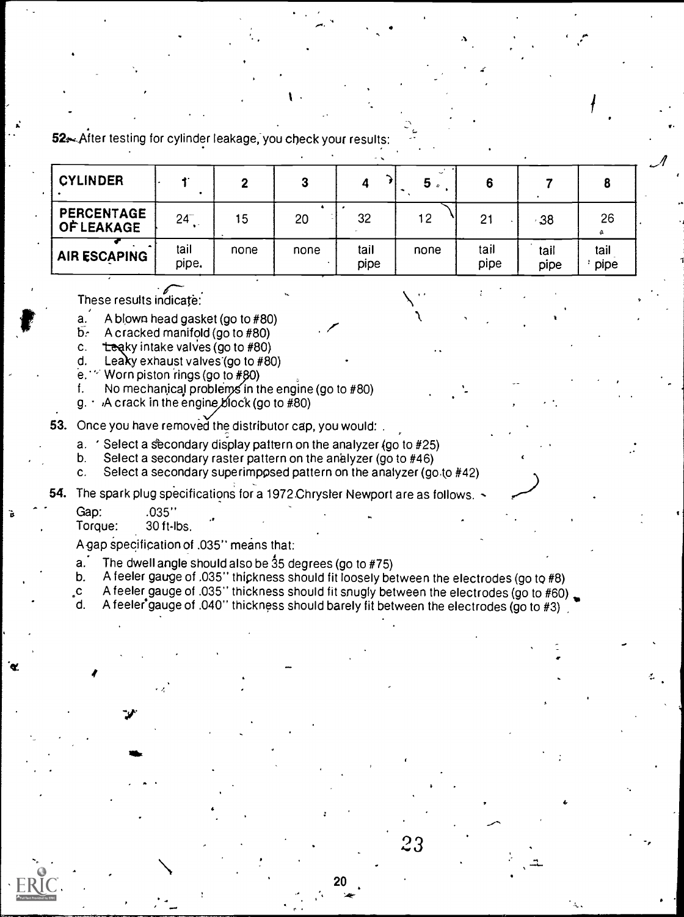52. After testing for cylinder leakage, you check your results:

| CYLINDER | 1 | 2 | 3 | 4 | 5 | 6 | 7 | 8 |
|---|---|---|---|---|---|---|---|---|
| PERCENTAGE OF LEAKAGE | 24 | 15 | 20 | 32 | 12 | 21 | 38 | 26 |
| AIR ESCAPING | tail pipe. | none | none | tail pipe | none | tail pipe | tail pipe | tail pipe |

These results indicate:

a. A blown head gasket (go to #80)
b. A cracked manifold (go to #80)
c. Leaky intake valves (go to #80)
d. Leaky exhaust valves (go to #80)
e. Worn piston rings (go to #80)
f. No mechanical problems in the engine (go to #80)
g. A crack in the engine block (go to #80)

53. Once you have removed the distributor cap, you would:

a. Select a secondary display pattern on the analyzer (go to #25)
b. Select a secondary raster pattern on the analyzer (go to #46)
c. Select a secondary superimposed pattern on the analyzer (go to #42)

54. The spark plug specifications for a 1972 Chrysler Newport are as follows.

Gap: .035"
Torque: 30 ft-lbs.

A gap specification of .035" means that:

a. The dwell angle should also be 35 degrees (go to #75)
b. A feeler gauge of .035" thickness should fit loosely between the electrodes (go to #8)
c. A feeler gauge of .035" thickness should fit snugly between the electrodes (go to #60)
d. A feeler gauge of .040" thickness should barely fit between the electrodes (go to #3)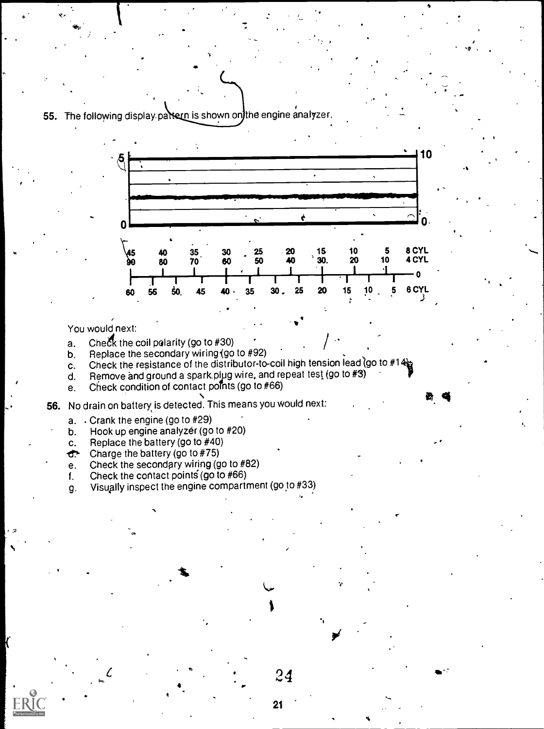55. The following display pattern is shown on the engine analyzer.

5

0

10

0

45 40 35 30 25 20 15 10 5 8 CYL

90 80 70 60 50 40 30 20 10 4 CYL

0

60 55 50 45 40 35 30 25 20 15 10 5 6 CYL

You would next:

a. Check the coil polarity (go to #30)
b. Replace the secondary wiring (go to #92)
c. Check the resistance of the distributor-to-coil high tension lead (go to #14)
d. Remove and ground a spark plug wire, and repeat test (go to #3)
e. Check condition of contact points (go to #66)

56. No drain on battery is detected. This means you would next:

a. Crank the engine (go to #29)
b. Hook up engine analyzer (go to #20)
c. Replace the battery (go to #40)
d. Charge the battery (go to #75)
e. Check the secondary wiring (go to #82)
f. Check the contact points (go to #66)
g. Visually inspect the engine compartment (go to #33)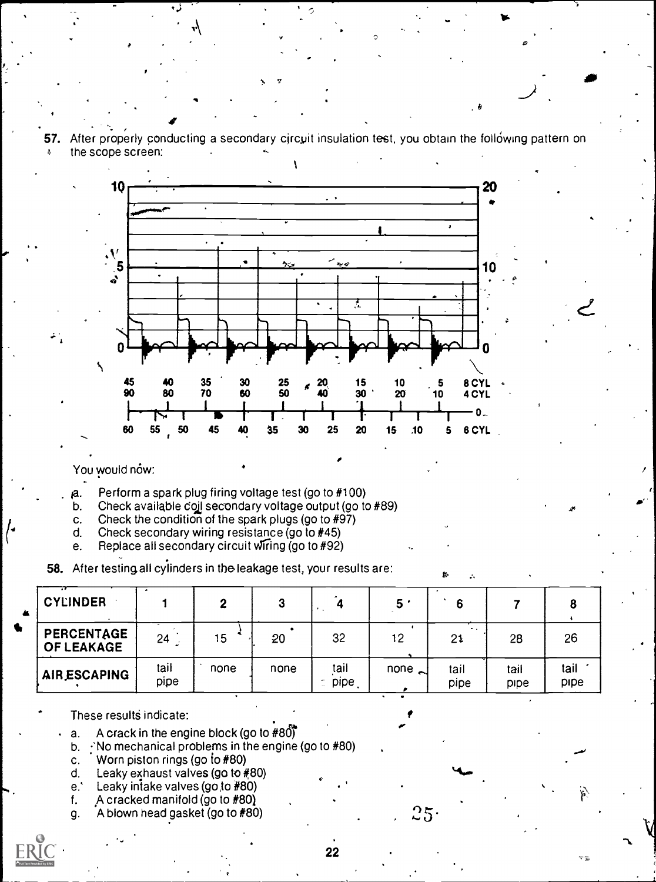57. After properly conducting a secondary circuit insulation test, you obtain the following pattern on the scope screen:

10

5

0

20

10

0

45 40 35 30 25 20 15 10 5 8 CYL
90 80 70 60 50 40 30 20 10 4 CYL
0
60 55 50 45 40 35 30 25 20 15 10 5 6 CYL

You would now:

a. Perform a spark plug firing voltage test (go to #100)
b. Check available coil secondary voltage output (go to #89)
c. Check the condition of the spark plugs (go to #97)
d. Check secondary wiring resistance (go to #45)
e. Replace all secondary circuit wiring (go to #92)

58. After testing all cylinders in the leakage test, your results are:

| CYLINDER | 1 | 2 | 3 | 4 | 5 | 6 | 7 | 8 |
|---|---|---|---|---|---|---|---|---|
| PERCENTAGE OF LEAKAGE | 24 | 15 | 20 | 32 | 12 | 21 | 28 | 26 |
| AIR ESCAPING | tail pipe | none | none | tail pipe | none | tail pipe | tail pipe | tail pipe |

These results indicate:

a. A crack in the engine block (go to #80)
b. No mechanical problems in the engine (go to #80)
c. Worn piston rings (go to #80)
d. Leaky exhaust valves (go to #80)
e. Leaky intake valves (go to #80)
f. A cracked manifold (go to #80)
g. A blown head gasket (go to #80)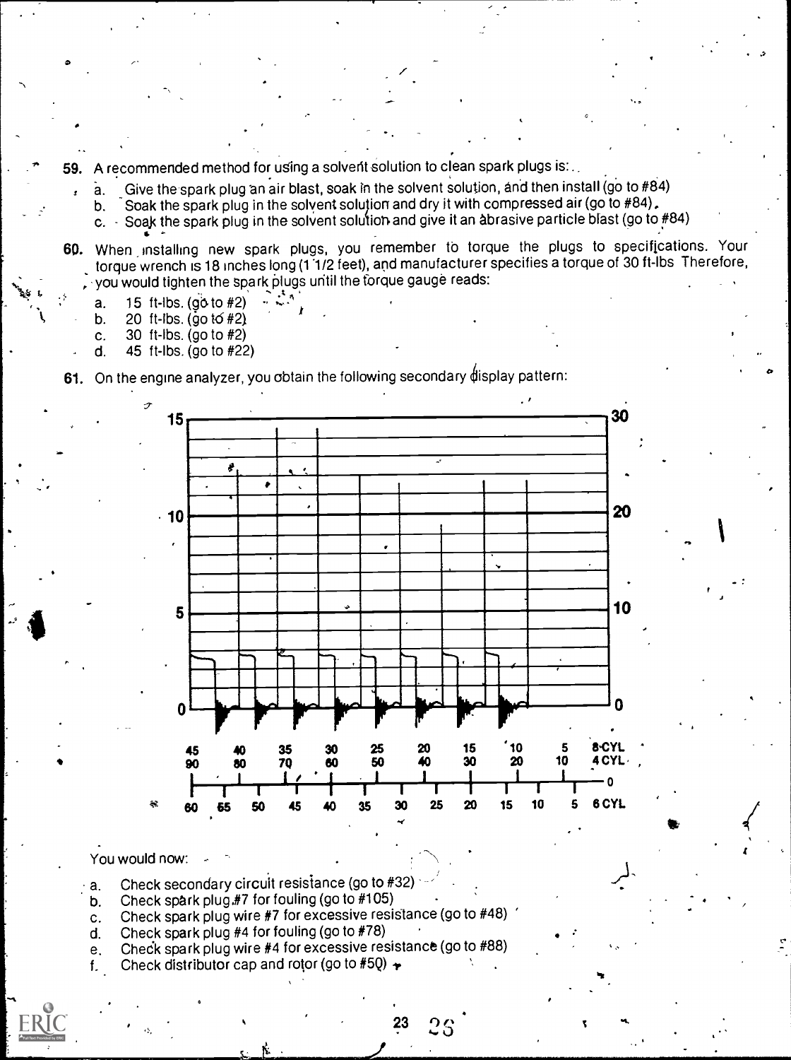59. A recommended method for using a solvent solution to clean spark plugs is:

   a. Give the spark plug an air blast, soak in the solvent solution, and then install (go to #84)
   b. Soak the spark plug in the solvent solution and dry it with compressed air (go to #84)
   c. Soak the spark plug in the solvent solution and give it an abrasive particle blast (go to #84)

60. When installing new spark plugs, you remember to torque the plugs to specifications. Your torque wrench is 18 inches long (1 1/2 feet), and manufacturer specifies a torque of 30 ft-lbs. Therefore, you would tighten the spark plugs until the torque gauge reads:

   a. 15 ft-lbs. (go to #2)
   b. 20 ft-lbs. (go to #2)
   c. 30 ft-lbs. (go to #2)
   d. 45 ft-lbs. (go to #22)

61. On the engine analyzer, you obtain the following secondary display pattern:

15
10
5
0

30
20
10
0

45 40 35 30 25 20 15 10 5 8-CYL
90 80 70 60 50 40 30 20 10 4 CYL
0
60 55 50 45 40 35 30 25 20 15 10 5 6 CYL

You would now:

   a. Check secondary circuit resistance (go to #32)
   b. Check spark plug #7 for fouling (go to #105)
   c. Check spark plug wire #7 for excessive resistance (go to #48)
   d. Check spark plug #4 for fouling (go to #78)
   e. Check spark plug wire #4 for excessive resistance (go to #88)
   f. Check distributor cap and rotor (go to #50)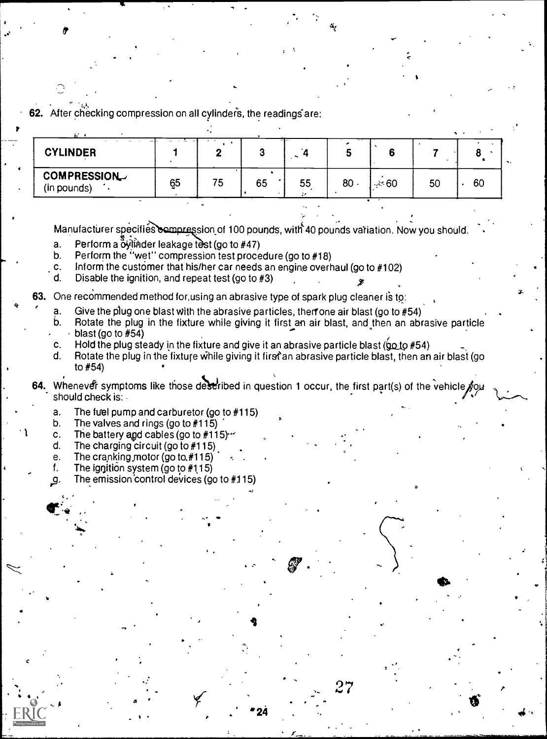62. After checking compression on all cylinders, the readings are:

| CYLINDER | 1 | 2 | 3 | 4 | 5 | 6 | 7 | 8 |
|---|---|---|---|---|---|---|---|---|
| COMPRESSION (in pounds) | 65 | 75 | 65 | 55 | 80 | 60 | 50 | 60 |

Manufacturer specifies compression of 100 pounds, with 40 pounds variation. Now you should.

a. Perform a cylinder leakage test (go to #47)
b. Perform the "wet" compression test procedure (go to #18)
c. Inform the customer that his/her car needs an engine overhaul (go to #102)
d. Disable the ignition, and repeat test (go to #3)

63. One recommended method for using an abrasive type of spark plug cleaner is to:

a. Give the plug one blast with the abrasive particles, then one air blast (go to #54)
b. Rotate the plug in the fixture while giving it first an air blast, and then an abrasive particle blast (go to #54)
c. Hold the plug steady in the fixture and give it an abrasive particle blast (go to #54)
d. Rotate the plug in the fixture while giving it first an abrasive particle blast, then an air blast (go to #54)

64. Whenever symptoms like those described in question 1 occur, the first part(s) of the vehicle you should check is:

a. The fuel pump and carburetor (go to #115)
b. The valves and rings (go to #115)
c. The battery and cables (go to #115)
d. The charging circuit (go to #115)
e. The cranking motor (go to #115)
f. The ignition system (go to #115)
g. The emission control devices (go to #115)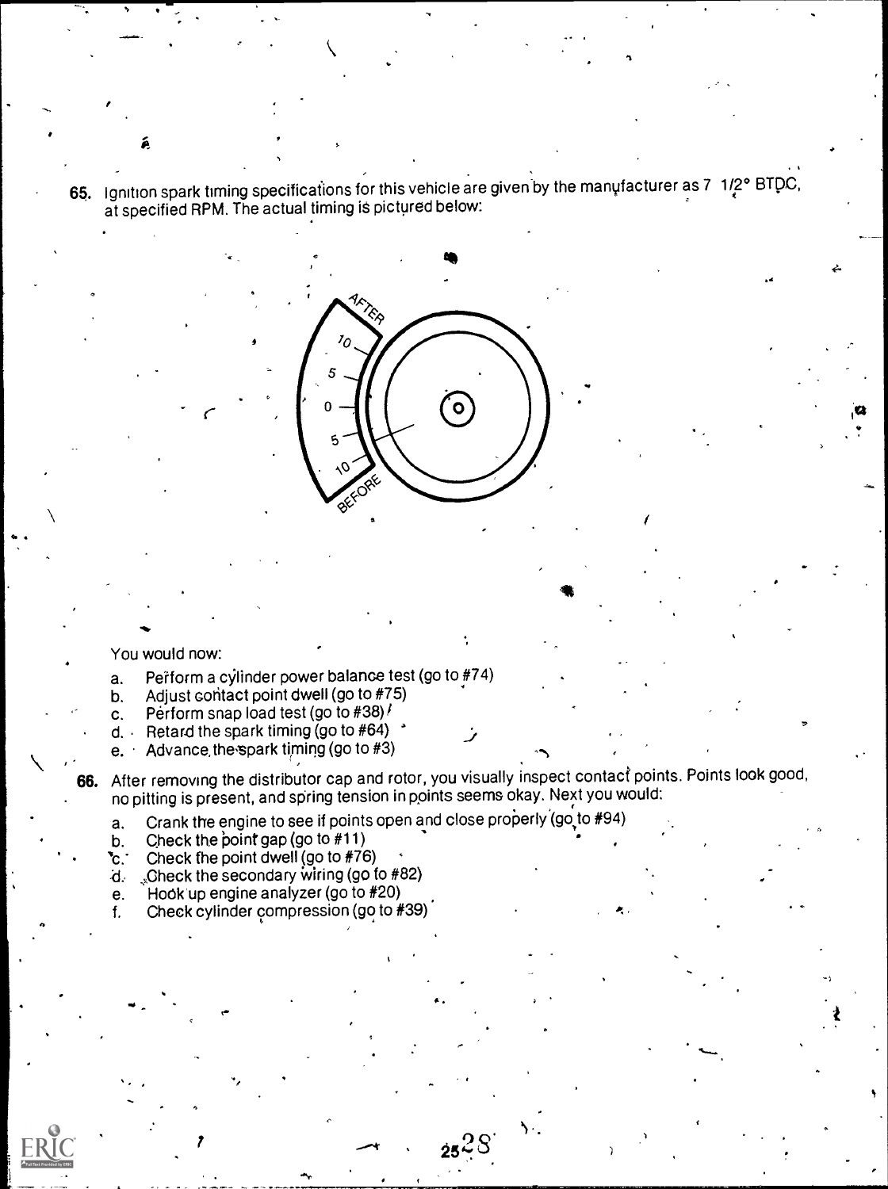65. Ignition spark timing specifications for this vehicle are given by the manufacturer as 7 1/2° BTDC, at specified RPM. The actual timing is pictured below:

AFTER
10
5
0
5
10
BEFORE

You would now:

a. Perform a cylinder power balance test (go to #74)
b. Adjust contact point dwell (go to #75)
c. Perform snap load test (go to #38)
d. Retard the spark timing (go to #64)
e. Advance the spark timing (go to #3)

66. After removing the distributor cap and rotor, you visually inspect contact points. Points look good, no pitting is present, and spring tension in points seems okay. Next you would:

a. Crank the engine to see if points open and close properly (go to #94)
b. Check the point gap (go to #11)
c. Check the point dwell (go to #76)
d. Check the secondary wiring (go to #82)
e. Hook up engine analyzer (go to #20)
f. Check cylinder compression (go to #39)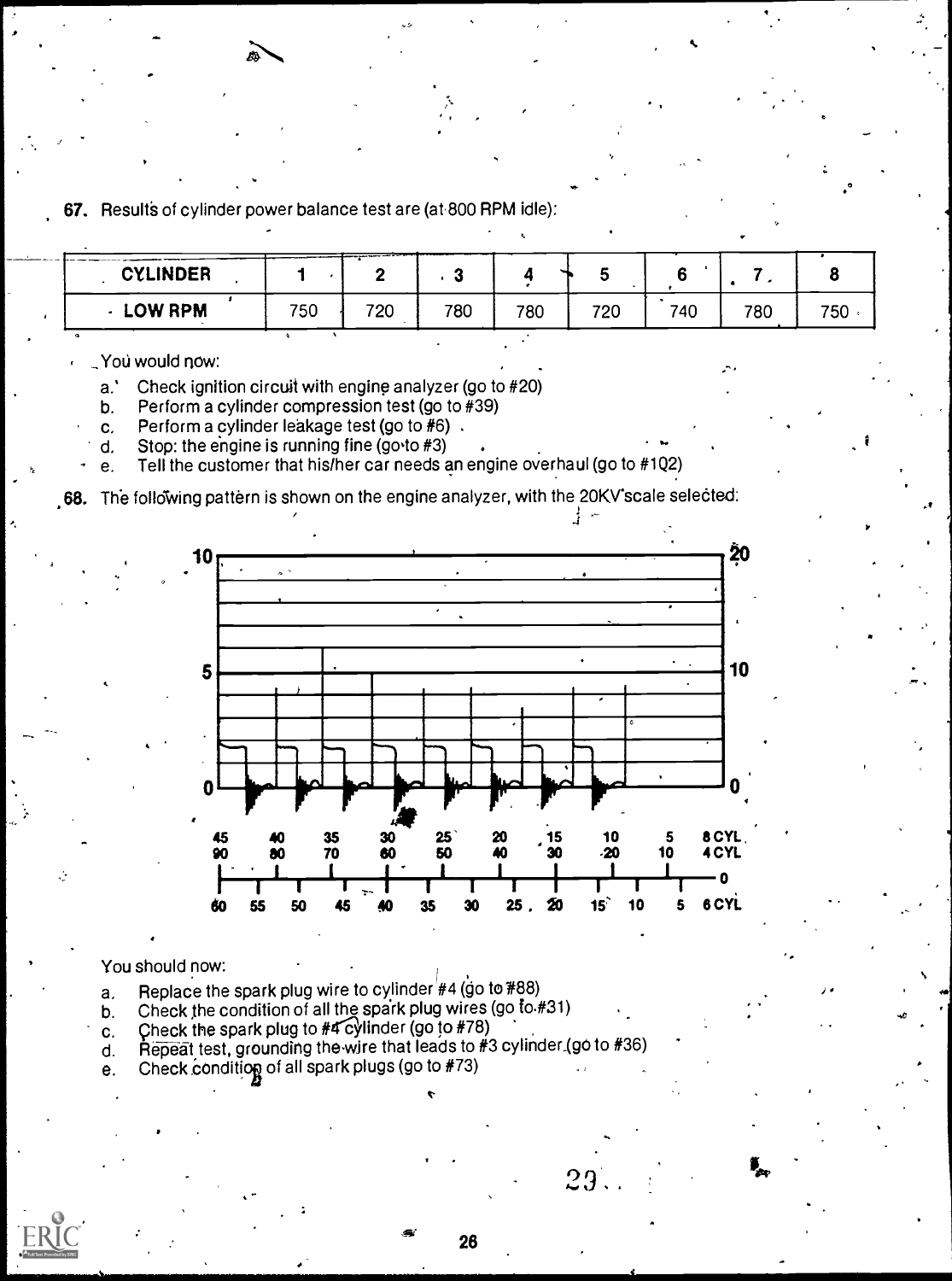**67.** Results of cylinder power balance test are (at 800 RPM idle):

| CYLINDER | 1 | 2 | 3 | 4 | 5 | 6 | 7 | 8 |
|---|---|---|---|---|---|---|---|---|
| LOW RPM | 750 | 720 | 780 | 780 | 720 | 740 | 780 | 750 |

You would now:

a. Check ignition circuit with engine analyzer (go to #20)
b. Perform a cylinder compression test (go to #39)
c. Perform a cylinder leakage test (go to #6)
d. Stop: the engine is running fine (go to #3)
e. Tell the customer that his/her car needs an engine overhaul (go to #102)

**68.** The following pattern is shown on the engine analyzer, with the 20KV scale selected:

10
5
0
20
10
0

45 40 35 30 25 20 15 10 5 8 CYL
90 80 70 60 50 40 30 20 10 4 CYL
0
60 55 50 45 40 35 30 25 20 15 10 5 6 CYL

You should now:

a. Replace the spark plug wire to cylinder #4 (go to #88)
b. Check the condition of all the spark plug wires (go to #31)
c. Check the spark plug to #4 cylinder (go to #78)
d. Repeat test, grounding the wire that leads to #3 cylinder (go to #36)
e. Check condition of all spark plugs (go to #73)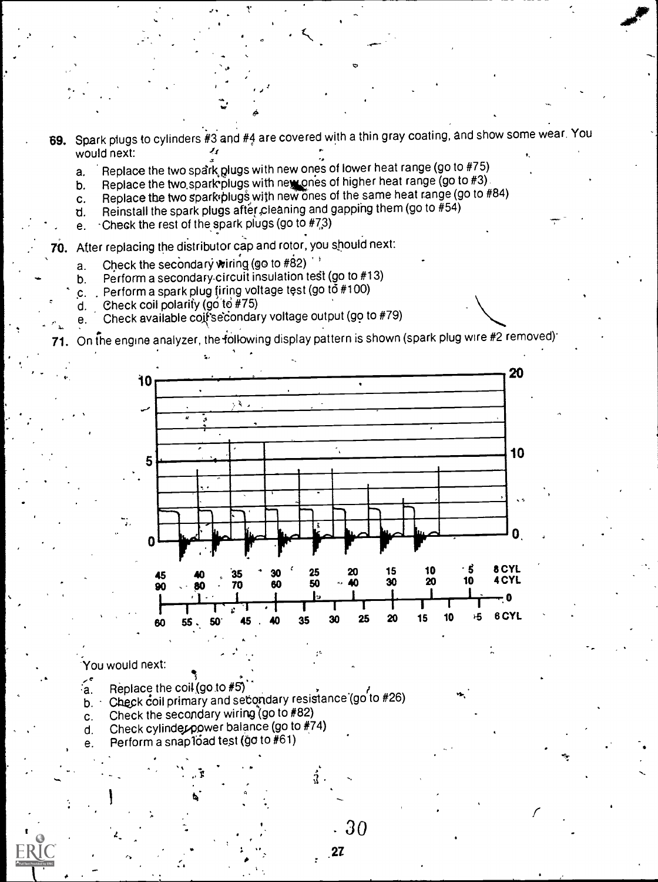69. Spark plugs to cylinders #3 and #4 are covered with a thin gray coating, and show some wear. You would next:

   a. Replace the two spark plugs with new ones of lower heat range (go to #75)
   b. Replace the two spark plugs with new ones of higher heat range (go to #3)
   c. Replace the two spark plugs with new ones of the same heat range (go to #84)
   d. Reinstall the spark plugs after cleaning and gapping them (go to #54)
   e. Check the rest of the spark plugs (go to #73)

70. After replacing the distributor cap and rotor, you should next:

   a. Check the secondary wiring (go to #82)
   b. Perform a secondary-circuit insulation test (go to #13)
   c. Perform a spark plug firing voltage test (go to #100)
   d. Check coil polarity (go to #75)
   e. Check available coil secondary voltage output (go to #79)

71. On the engine analyzer, the following display pattern is shown (spark plug wire #2 removed):

10 5 0
20 10 0

45 40 35 30 25 20 15 10 5 8 CYL
90 80 70 60 50 40 30 20 10 4 CYL
0
60 55 50 45 40 35 30 25 20 15 10 5 6 CYL

You would next:

   a. Replace the coil (go to #5)
   b. Check coil primary and secondary resistance (go to #26)
   c. Check the secondary wiring (go to #82)
   d. Check cylinder power balance (go to #74)
   e. Perform a snap load test (go to #61)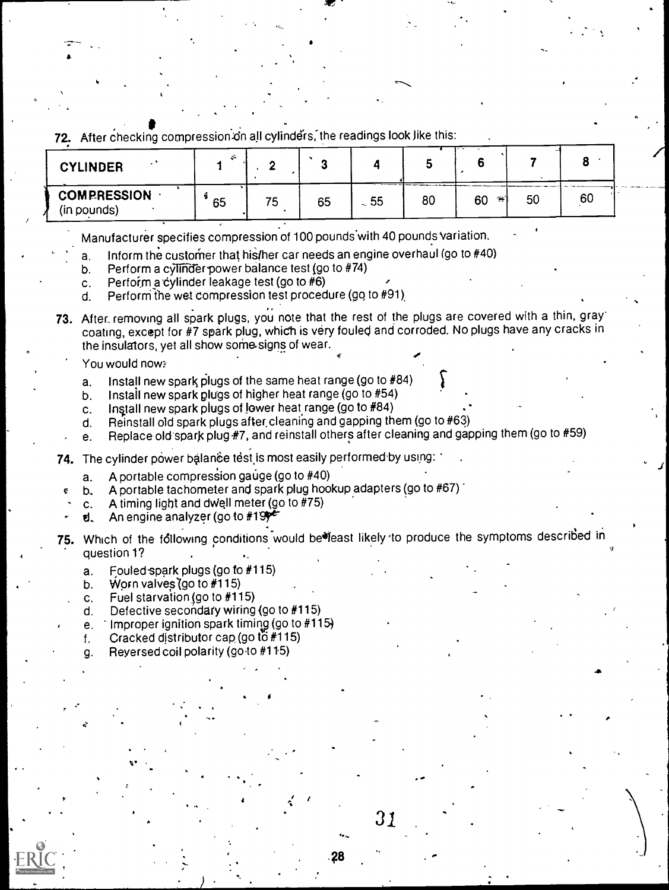72. After checking compression on all cylinders, the readings look like this:

| CYLINDER | 1 | 2 | 3 | 4 | 5 | 6 | 7 | 8 |
|---|---|---|---|---|---|---|---|---|
| COMPRESSION (in pounds) | 65 | 75 | 65 | 55 | 80 | 60 | 50 | 60 |

Manufacturer specifies compression of 100 pounds with 40 pounds variation.

a. Inform the customer that his/her car needs an engine overhaul (go to #40)
b. Perform a cylinder power balance test (go to #74)
c. Perform a cylinder leakage test (go to #6)
d. Perform the wet compression test procedure (go to #91)

73. After removing all spark plugs, you note that the rest of the plugs are covered with a thin, gray coating, except for #7 spark plug, which is very fouled and corroded. No plugs have any cracks in the insulators, yet all show some signs of wear.

You would now:

a. Install new spark plugs of the same heat range (go to #84)
b. Install new spark plugs of higher heat range (go to #54)
c. Install new spark plugs of lower heat range (go to #84)
d. Reinstall old spark plugs after cleaning and gapping them (go to #63)
e. Replace old spark plug #7, and reinstall others after cleaning and gapping them (go to #59)

74. The cylinder power balance test is most easily performed by using:

a. A portable compression gauge (go to #40)
b. A portable tachometer and spark plug hookup adapters (go to #67)
c. A timing light and dwell meter (go to #75)
d. An engine analyzer (go to #19)

75. Which of the following conditions would be least likely to produce the symptoms described in question 1?

a. Fouled spark plugs (go to #115)
b. Worn valves (go to #115)
c. Fuel starvation (go to #115)
d. Defective secondary wiring (go to #115)
e. Improper ignition spark timing (go to #115)
f. Cracked distributor cap (go to #115)
g. Reversed coil polarity (go to #115)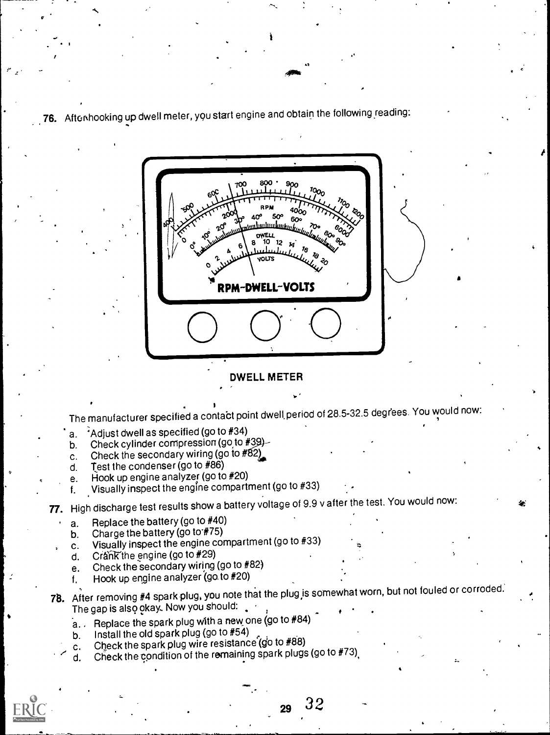76. After hooking up dwell meter, you start engine and obtain the following reading:

RPM-DWELL-VOLTS

DWELL METER

The manufacturer specified a contact point dwell period of 28.5-32.5 degrees. You would now:

a. Adjust dwell as specified (go to #34)
b. Check cylinder compression (go to #39)
c. Check the secondary wiring (go to #82)
d. Test the condenser (go to #86)
e. Hook up engine analyzer (go to #20)
f. Visually inspect the engine compartment (go to #33)

77. High discharge test results show a battery voltage of 9.9 v after the test. You would now:

a. Replace the battery (go to #40)
b. Charge the battery (go to #75)
c. Visually inspect the engine compartment (go to #33)
d. Crank the engine (go to #29)
e. Check the secondary wiring (go to #82)
f. Hook up engine analyzer (go to #20)

78. After removing #4 spark plug, you note that the plug is somewhat worn, but not fouled or corroded. The gap is also okay. Now you should:

a. Replace the spark plug with a new one (go to #84)
b. Install the old spark plug (go to #54)
c. Check the spark plug wire resistance (go to #88)
d. Check the condition of the remaining spark plugs (go to #73)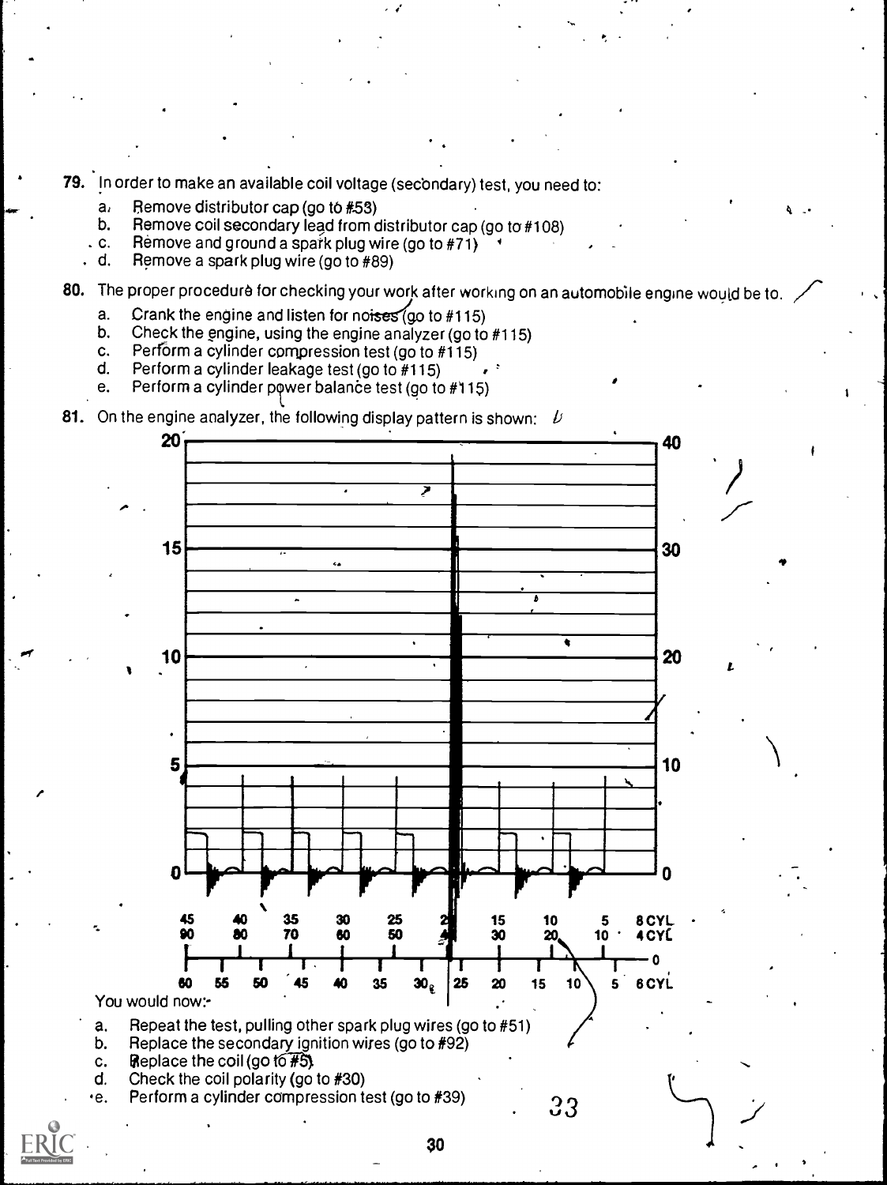79. In order to make an available coil voltage (secondary) test, you need to:
   a. Remove distributor cap (go to #53)
   b. Remove coil secondary lead from distributor cap (go to #108)
   c. Remove and ground a spark plug wire (go to #71)
   d. Remove a spark plug wire (go to #89)

80. The proper procedure for checking your work after working on an automobile engine would be to:
   a. Crank the engine and listen for noises (go to #115)
   b. Check the engine, using the engine analyzer (go to #115)
   c. Perform a cylinder compression test (go to #115)
   d. Perform a cylinder leakage test (go to #115)
   e. Perform a cylinder power balance test (go to #115)

81. On the engine analyzer, the following display pattern is shown:

20
15
10
5
0

40
30
20
10
0

45 40 35 30 25 20 15 10 5 8 CYL
90 80 70 60 50 40 30 20 10 4 CYL
0
60 55 50 45 40 35 30 25 20 15 10 5 6 CYL

You would now:
   a. Repeat the test, pulling other spark plug wires (go to #51)
   b. Replace the secondary ignition wires (go to #92)
   c. Replace the coil (go to #5)
   d. Check the coil polarity (go to #30)
   e. Perform a cylinder compression test (go to #39)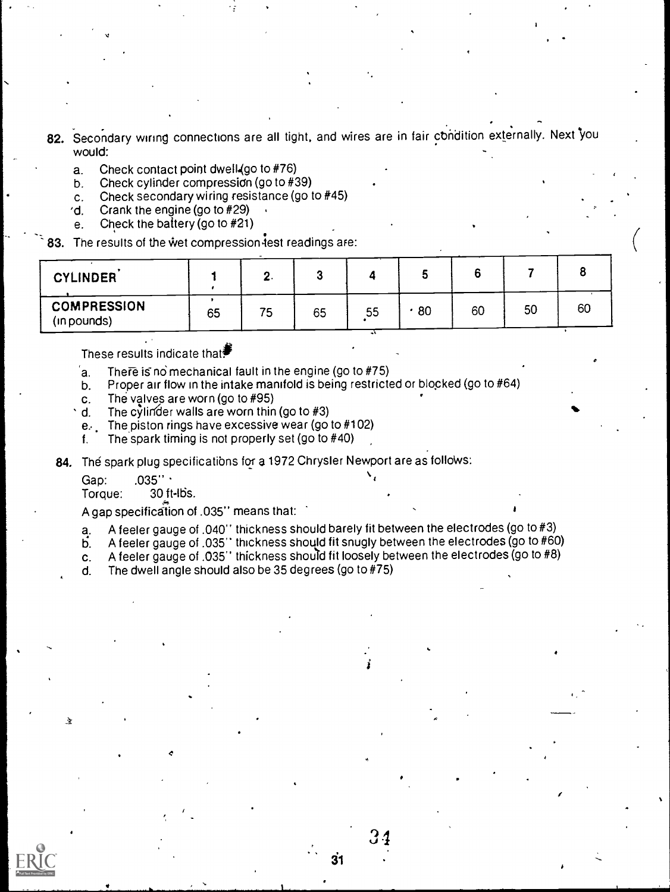82. Secondary wiring connections are all tight, and wires are in fair condition externally. Next you would:

   a. Check contact point dwell (go to #76)
   b. Check cylinder compression (go to #39)
   c. Check secondary wiring resistance (go to #45)
   d. Crank the engine (go to #29)
   e. Check the battery (go to #21)

83. The results of the wet compression test readings are:

| CYLINDER | 1 | 2 | 3 | 4 | 5 | 6 | 7 | 8 |
|---|---|---|---|---|---|---|---|---|
| COMPRESSION (in pounds) | 65 | 75 | 65 | 55 | 80 | 60 | 50 | 60 |

   These results indicate that:

   a. There is no mechanical fault in the engine (go to #75)
   b. Proper air flow in the intake manifold is being restricted or blocked (go to #64)
   c. The valves are worn (go to #95)
   d. The cylinder walls are worn thin (go to #3)
   e. The piston rings have excessive wear (go to #102)
   f. The spark timing is not properly set (go to #40)

84. The spark plug specifications for a 1972 Chrysler Newport are as follows:

   Gap: .035"
   Torque: 30 ft-lbs.

   A gap specification of .035" means that:

   a. A feeler gauge of .040" thickness should barely fit between the electrodes (go to #3)
   b. A feeler gauge of .035" thickness should fit snugly between the electrodes (go to #60)
   c. A feeler gauge of .035" thickness should fit loosely between the electrodes (go to #8)
   d. The dwell angle should also be 35 degrees (go to #75)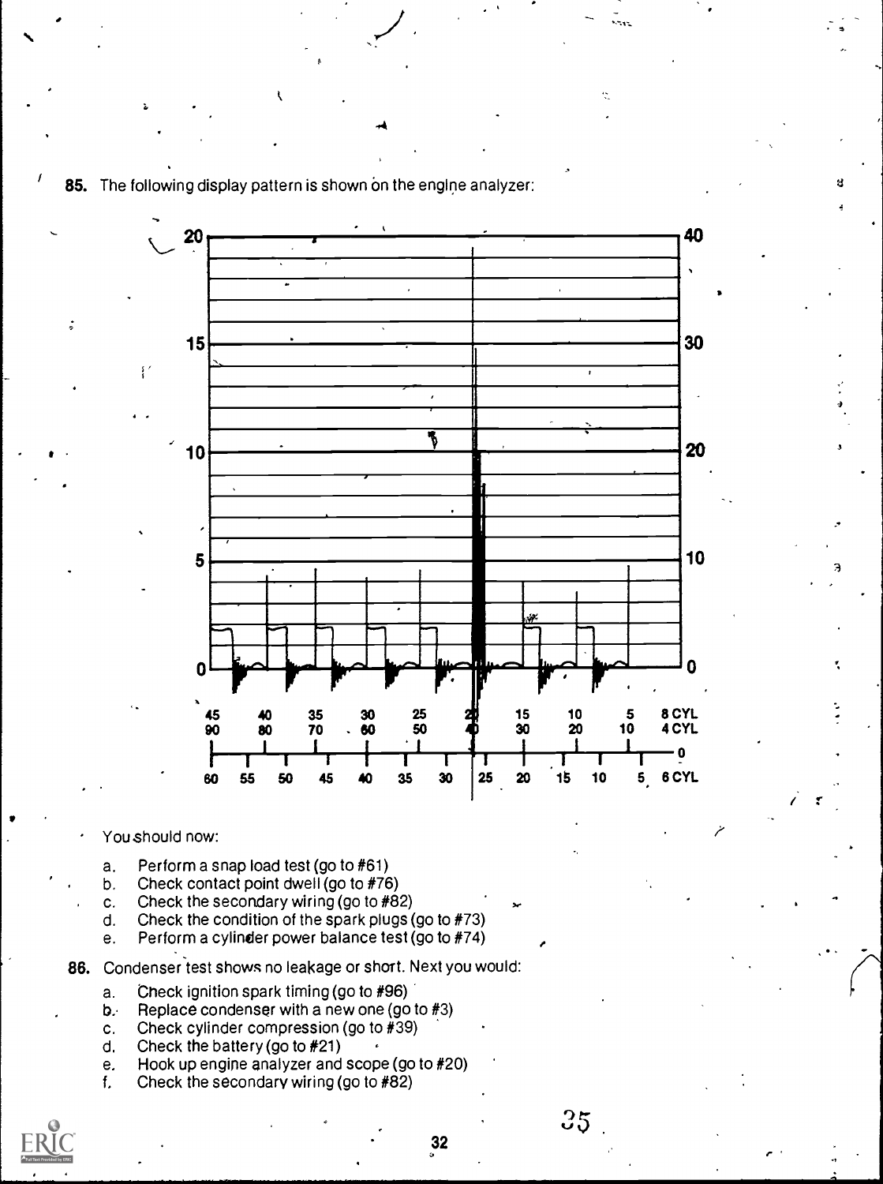85. The following display pattern is shown on the engine analyzer:

20 15 10 5 0

40 30 20 10 0

45 40 35 30 25 20 15 10 5 8 CYL
90 80 70 60 50 40 30 20 10 4 CYL
0
60 55 50 45 40 35 30 25 20 15 10 5 6 CYL

You should now:

a. Perform a snap load test (go to #61)
b. Check contact point dwell (go to #76)
c. Check the secondary wiring (go to #82)
d. Check the condition of the spark plugs (go to #73)
e. Perform a cylinder power balance test (go to #74)

86. Condenser test shows no leakage or short. Next you would:

a. Check ignition spark timing (go to #96)
b. Replace condenser with a new one (go to #3)
c. Check cylinder compression (go to #39)
d. Check the battery (go to #21)
e. Hook up engine analyzer and scope (go to #20)
f. Check the secondary wiring (go to #82)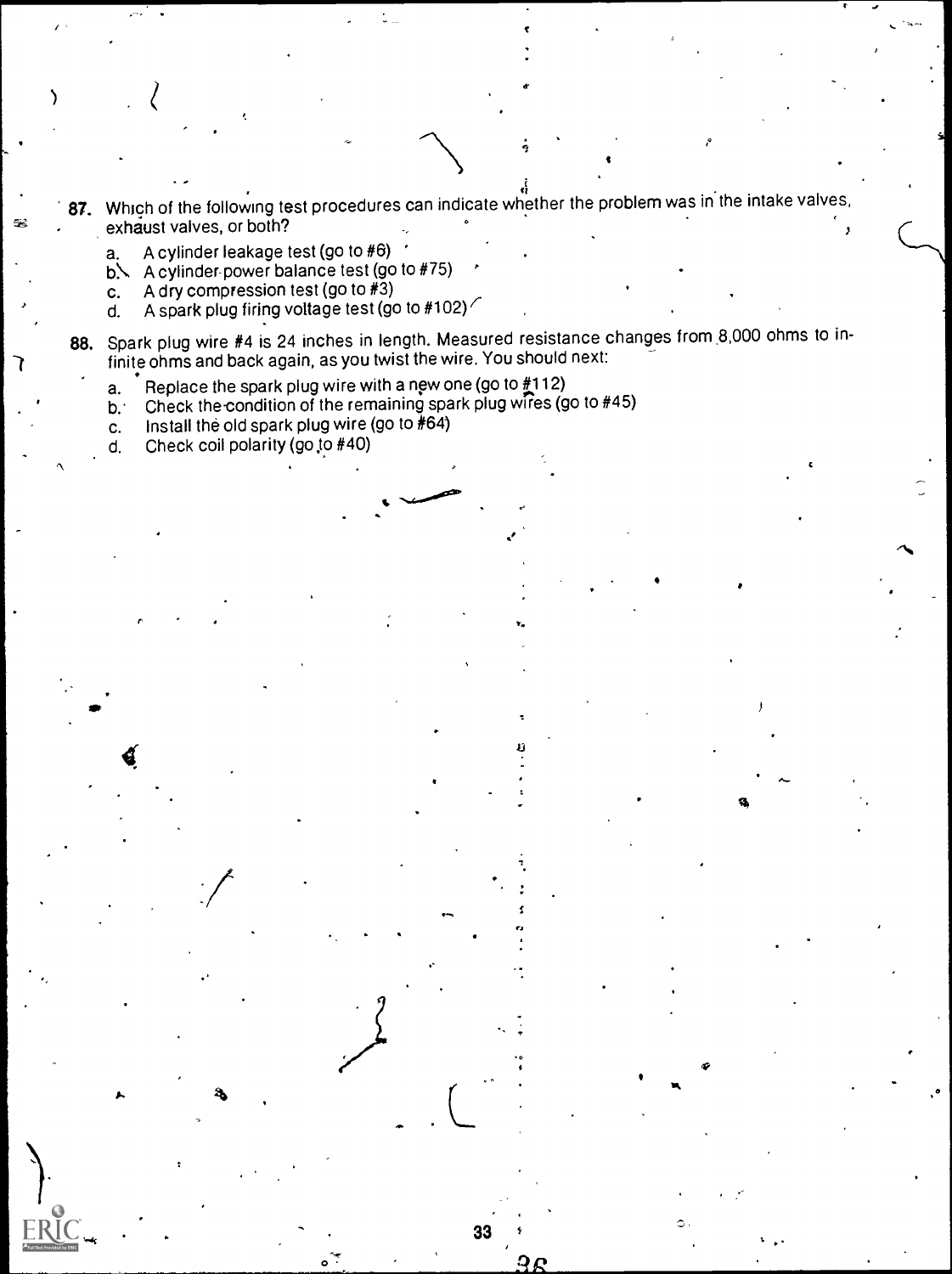87. Which of the following test procedures can indicate whether the problem was in the intake valves, exhaust valves, or both?

    a. A cylinder leakage test (go to #6)
    b. A cylinder power balance test (go to #75)
    c. A dry compression test (go to #3)
    d. A spark plug firing voltage test (go to #102)

88. Spark plug wire #4 is 24 inches in length. Measured resistance changes from 8,000 ohms to infinite ohms and back again, as you twist the wire. You should next:

    a. Replace the spark plug wire with a new one (go to #112)
    b. Check the condition of the remaining spark plug wires (go to #45)
    c. Install the old spark plug wire (go to #64)
    d. Check coil polarity (go to #40)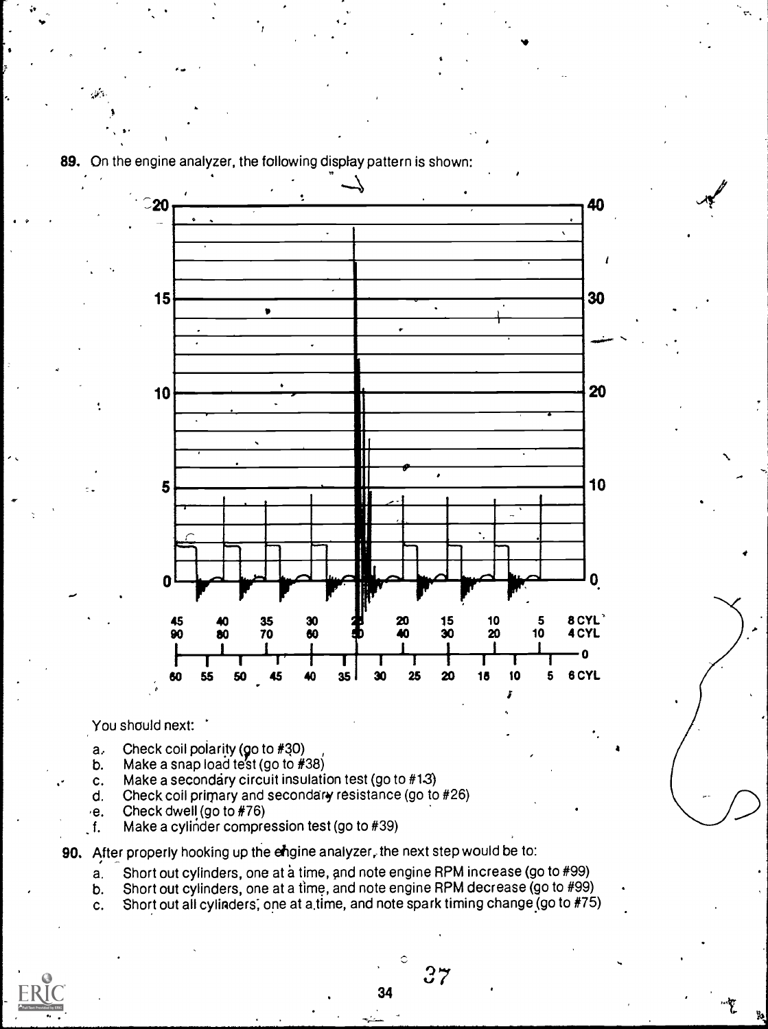89. On the engine analyzer, the following display pattern is shown:

20
15
10
5
0

40
30
20
10
0

45 40 35 30 25 20 15 10 5 8 CYL
90 80 70 60 50 40 30 20 10 4 CYL
0
60 55 50 45 40 35 30 25 20 15 10 5 6 CYL

You should next:

a. Check coil polarity (go to #30)
b. Make a snap load test (go to #38)
c. Make a secondary circuit insulation test (go to #13)
d. Check coil primary and secondary resistance (go to #26)
e. Check dwell (go to #76)
f. Make a cylinder compression test (go to #39)

90. After properly hooking up the engine analyzer, the next step would be to:

a. Short out cylinders, one at a time, and note engine RPM increase (go to #99)
b. Short out cylinders, one at a time, and note engine RPM decrease (go to #99)
c. Short out all cylinders, one at a time, and note spark timing change (go to #75)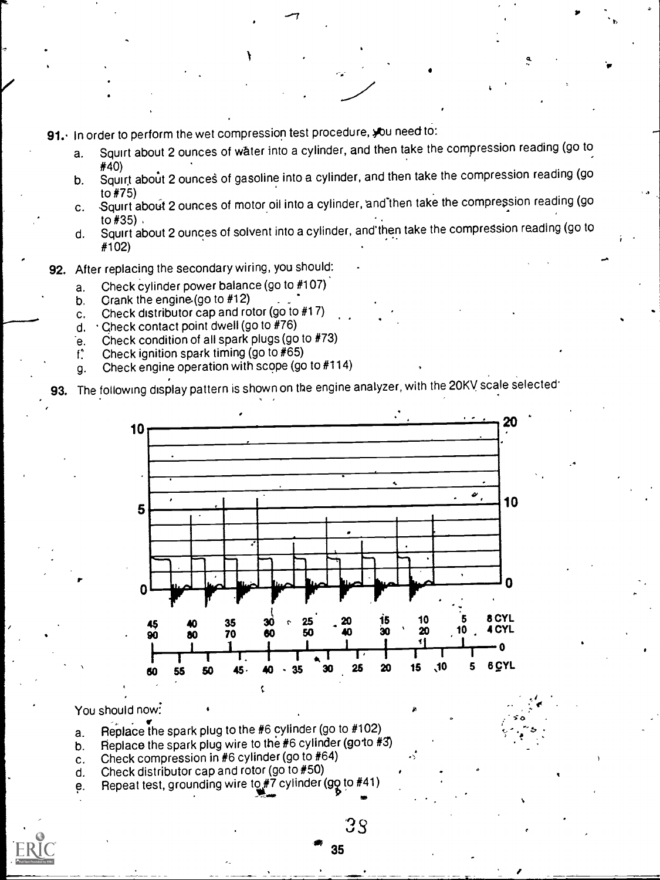91. In order to perform the wet compression test procedure, you need to:

a. Squirt about 2 ounces of water into a cylinder, and then take the compression reading (go to #40)
b. Squirt about 2 ounces of gasoline into a cylinder, and then take the compression reading (go to #75)
c. Squirt about 2 ounces of motor oil into a cylinder, and then take the compression reading (go to #35)
d. Squirt about 2 ounces of solvent into a cylinder, and then take the compression reading (go to #102)

92. After replacing the secondary wiring, you should:

a. Check cylinder power balance (go to #107)
b. Crank the engine (go to #12)
c. Check distributor cap and rotor (go to #17)
d. Check contact point dwell (go to #76)
e. Check condition of all spark plugs (go to #73)
f. Check ignition spark timing (go to #65)
g. Check engine operation with scope (go to #114)

93. The following display pattern is shown on the engine analyzer, with the 20KV scale selected:

10 5 0

20 10 0

45 40 35 30 25 20 15 10 5 8 CYL

90 80 70 60 50 40 30 20 10 4 CYL

0

60 55 50 45 40 35 30 25 20 15 10 5 6 CYL

You should now:

a. Replace the spark plug to the #6 cylinder (go to #102)
b. Replace the spark plug wire to the #6 cylinder (go to #3)
c. Check compression in #6 cylinder (go to #64)
d. Check distributor cap and rotor (go to #50)
e. Repeat test, grounding wire to #7 cylinder (go to #41)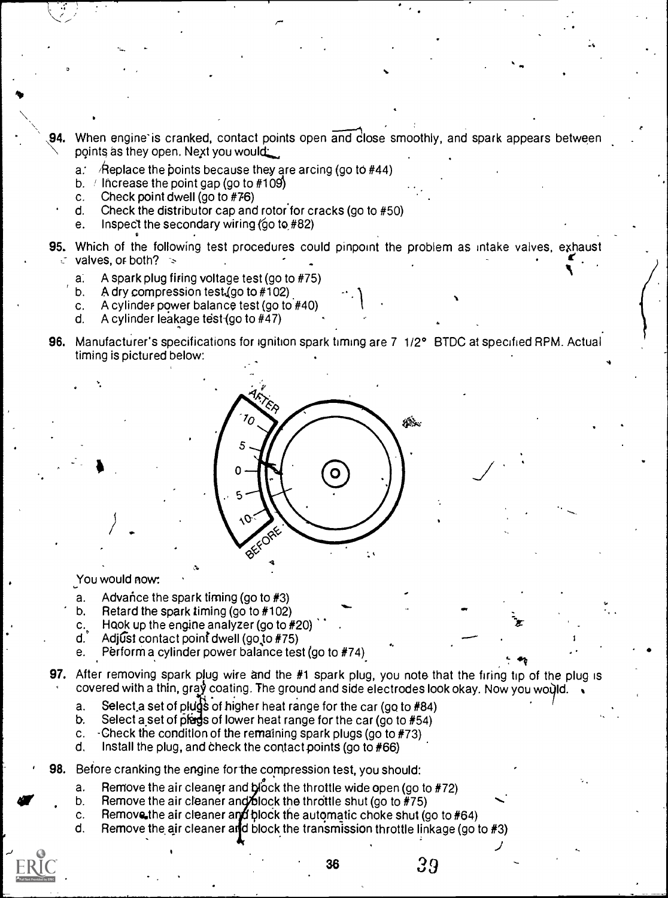94. When engine is cranked, contact points open and close smoothly, and spark appears between points as they open. Next you would:

   a. Replace the points because they are arcing (go to #44)
   b. Increase the point gap (go to #109)
   c. Check point dwell (go to #76)
   d. Check the distributor cap and rotor for cracks (go to #50)
   e. Inspect the secondary wiring (go to #82)

95. Which of the following test procedures could pinpoint the problem as intake valves, exhaust valves, or both?

   a. A spark plug firing voltage test (go to #75)
   b. A dry compression test (go to #102)
   c. A cylinder power balance test (go to #40)
   d. A cylinder leakage test (go to #47)

96. Manufacturer's specifications for ignition spark timing are 7 1/2° BTDC at specified RPM. Actual timing is pictured below:

AFTER
10
5
0
5
10
BEFORE

You would now:

   a. Advance the spark timing (go to #3)
   b. Retard the spark timing (go to #102)
   c. Hook up the engine analyzer (go to #20)
   d. Adjust contact point dwell (go to #75)
   e. Perform a cylinder power balance test (go to #74)

97. After removing spark plug wire and the #1 spark plug, you note that the firing tip of the plug is covered with a thin, gray coating. The ground and side electrodes look okay. Now you would.

   a. Select a set of plugs of higher heat range for the car (go to #84)
   b. Select a set of plugs of lower heat range for the car (go to #54)
   c. Check the condition of the remaining spark plugs (go to #73)
   d. Install the plug, and check the contact points (go to #66)

98. Before cranking the engine for the compression test, you should:

   a. Remove the air cleaner and block the throttle wide open (go to #72)
   b. Remove the air cleaner and block the throttle shut (go to #75)
   c. Remove the air cleaner and block the automatic choke shut (go to #64)
   d. Remove the air cleaner and block the transmission throttle linkage (go to #3)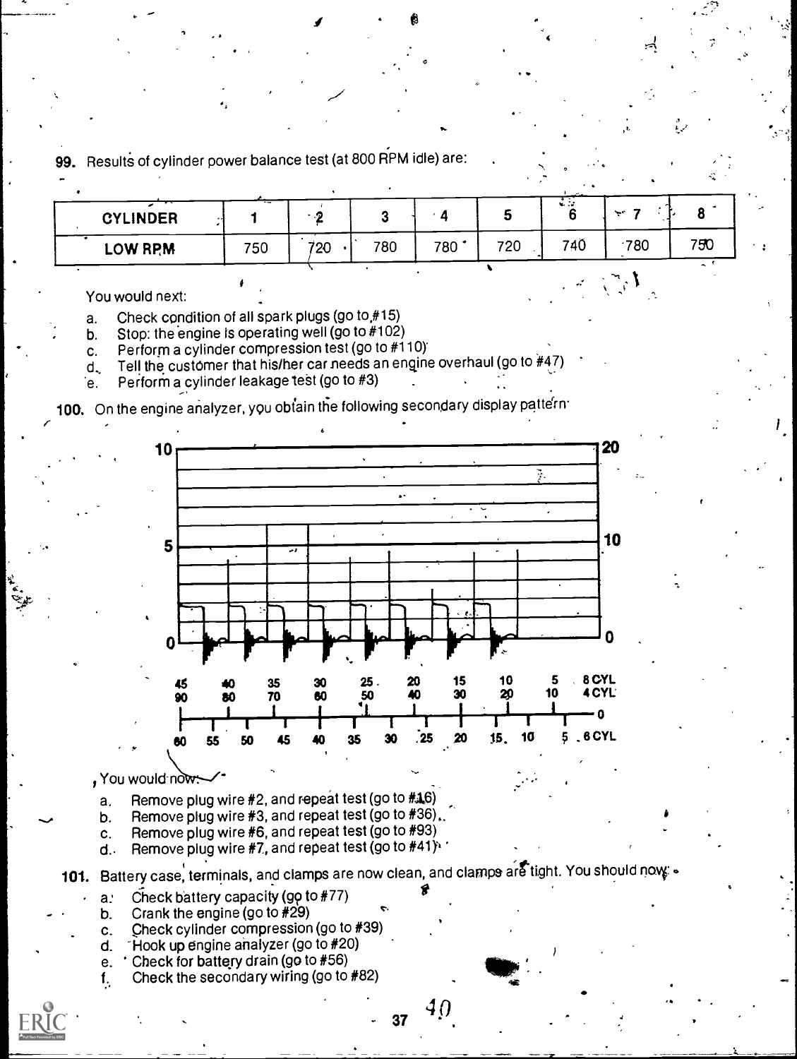99. Results of cylinder power balance test (at 800 RPM idle) are:

| CYLINDER | 1 | 2 | 3 | 4 | 5 | 6 | 7 | 8 |
|---|---|---|---|---|---|---|---|---|
| LOW RPM | 750 | 720 | 780 | 780 | 720 | 740 | 780 | 750 |

You would next:

a. Check condition of all spark plugs (go to #15)
b. Stop: the engine is operating well (go to #102)
c. Perform a cylinder compression test (go to #110)
d. Tell the customer that his/her car needs an engine overhaul (go to #47)
e. Perform a cylinder leakage test (go to #3)

100. On the engine analyzer, you obtain the following secondary display pattern:

10
5
0
20
10
0

45 40 35 30 25 20 15 10 5 8 CYL
90 80 70 60 50 40 30 20 10 4 CYL
0
60 55 50 45 40 35 30 25 20 15 10 5 6 CYL

You would now:

a. Remove plug wire #2, and repeat test (go to #16)
b. Remove plug wire #3, and repeat test (go to #36)
c. Remove plug wire #6, and repeat test (go to #93)
d. Remove plug wire #7, and repeat test (go to #41)

101. Battery case, terminals, and clamps are now clean, and clamps are tight. You should now:

a. Check battery capacity (go to #77)
b. Crank the engine (go to #29)
c. Check cylinder compression (go to #39)
d. Hook up engine analyzer (go to #20)
e. Check for battery drain (go to #56)
f. Check the secondary wiring (go to #82)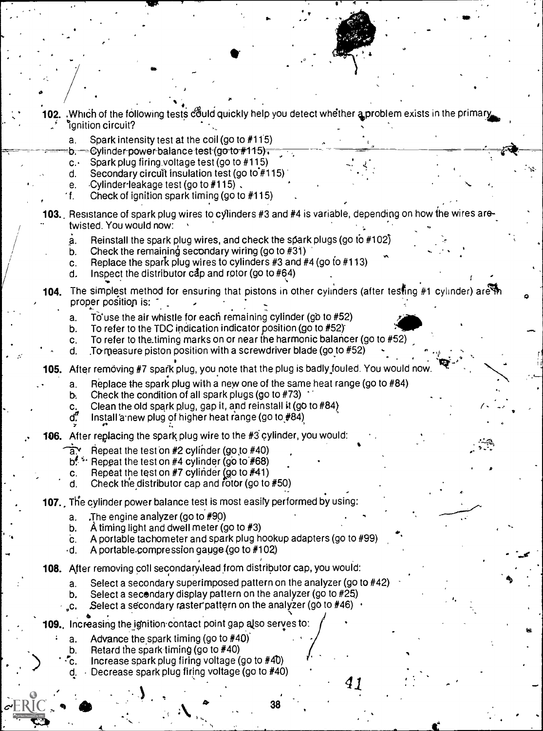102. Which of the following tests could quickly help you detect whether a problem exists in the primary ignition circuit?

   a. Spark intensity test at the coil (go to #115)
   b. Cylinder power balance test (go to #115)
   c. Spark plug firing voltage test (go to #115)
   d. Secondary circuit insulation test (go to #115)
   e. Cylinder leakage test (go to #115)
   f. Check of ignition spark timing (go to #115)

103. Resistance of spark plug wires to cylinders #3 and #4 is variable, depending on how the wires are twisted. You would now:

   a. Reinstall the spark plug wires, and check the spark plugs (go to #102)
   b. Check the remaining secondary wiring (go to #31)
   c. Replace the spark plug wires to cylinders #3 and #4 (go to #113)
   d. Inspect the distributor cap and rotor (go to #64)

104. The simplest method for ensuring that pistons in other cylinders (after testing #1 cylinder) are in proper position is:

   a. To use the air whistle for each remaining cylinder (go to #52)
   b. To refer to the TDC indication indicator position (go to #52)
   c. To refer to the timing marks on or near the harmonic balancer (go to #52)
   d. To measure piston position with a screwdriver blade (go to #52)

105. After removing #7 spark plug, you note that the plug is badly fouled. You would now:

   a. Replace the spark plug with a new one of the same heat range (go to #84)
   b. Check the condition of all spark plugs (go to #73)
   c. Clean the old spark plug, gap it, and reinstall it (go to #84)
   d. Install a new plug of higher heat range (go to #84)

106. After replacing the spark plug wire to the #3 cylinder, you would:

   a. Repeat the test on #2 cylinder (go to #40)
   b. Repeat the test on #4 cylinder (go to #68)
   c. Repeat the test on #7 cylinder (go to #41)
   d. Check the distributor cap and rotor (go to #50)

107. The cylinder power balance test is most easily performed by using:

   a. The engine analyzer (go to #90)
   b. A timing light and dwell meter (go to #3)
   c. A portable tachometer and spark plug hookup adapters (go to #99)
   d. A portable compression gauge (go to #102)

108. After removing coil secondary lead from distributor cap, you would:

   a. Select a secondary superimposed pattern on the analyzer (go to #42)
   b. Select a secondary display pattern on the analyzer (go to #25)
   c. Select a secondary raster pattern on the analyzer (go to #46)

109. Increasing the ignition contact point gap also serves to:

   a. Advance the spark timing (go to #40)
   b. Retard the spark timing (go to #40)
   c. Increase spark plug firing voltage (go to #40)
   d. Decrease spark plug firing voltage (go to #40)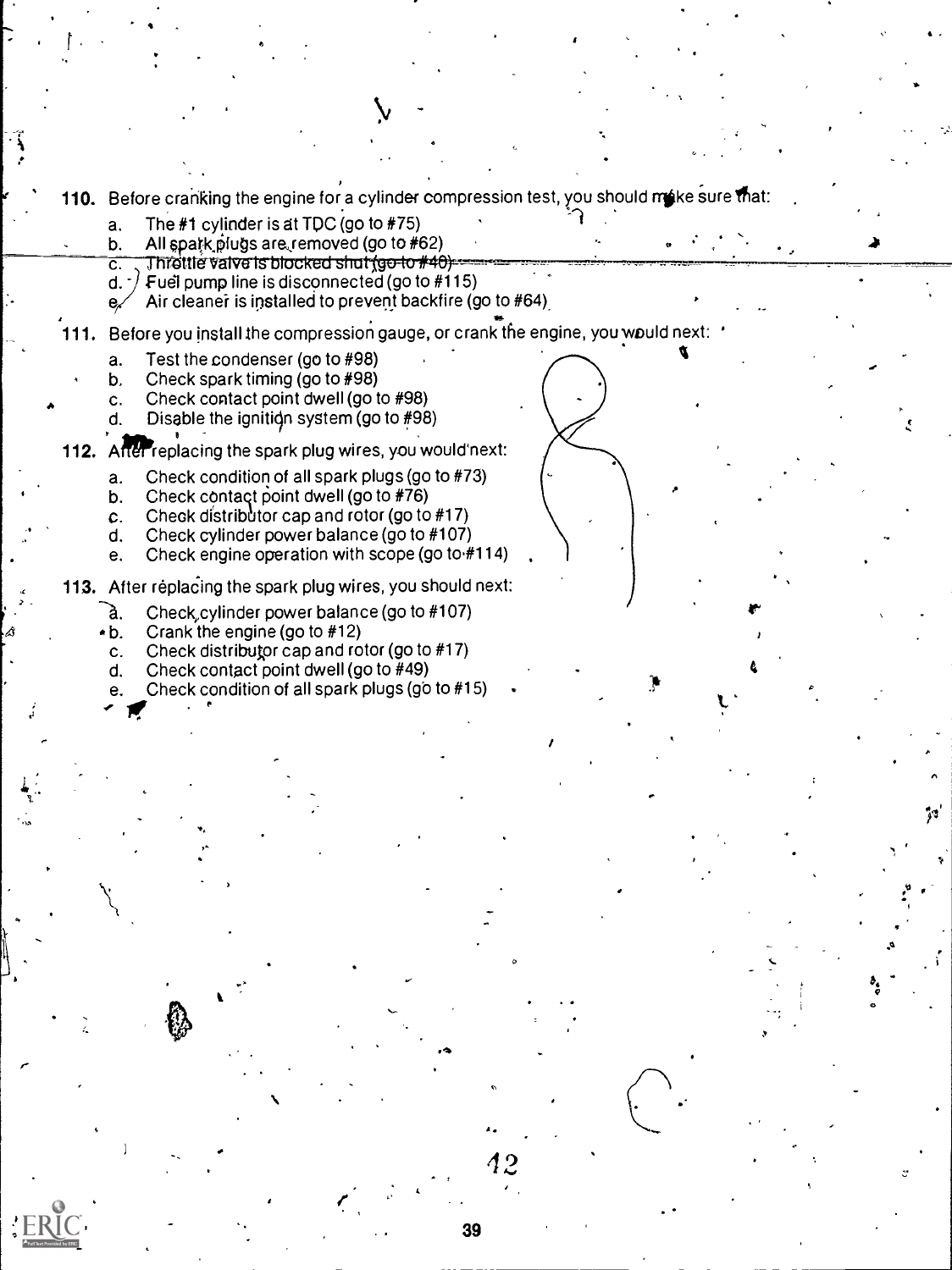110. Before cranking the engine for a cylinder compression test, you should make sure that:

   a. The #1 cylinder is at TDC (go to #75)
   b. All spark plugs are removed (go to #62)
   c. ~~Throttle valve is blocked shut (go to #40)~~
   d. Fuel pump line is disconnected (go to #115)
   e. Air cleaner is installed to prevent backfire (go to #64)

111. Before you install the compression gauge, or crank the engine, you would next:

   a. Test the condenser (go to #98)
   b. Check spark timing (go to #98)
   c. Check contact point dwell (go to #98)
   d. Disable the ignition system (go to #98)

112. After replacing the spark plug wires, you would next:

   a. Check condition of all spark plugs (go to #73)
   b. Check contact point dwell (go to #76)
   c. Check distributor cap and rotor (go to #17)
   d. Check cylinder power balance (go to #107)
   e. Check engine operation with scope (go to #114)

113. After replacing the spark plug wires, you should next:

   a. Check cylinder power balance (go to #107)
   b. Crank the engine (go to #12)
   c. Check distributor cap and rotor (go to #17)
   d. Check contact point dwell (go to #49)
   e. Check condition of all spark plugs (go to #15)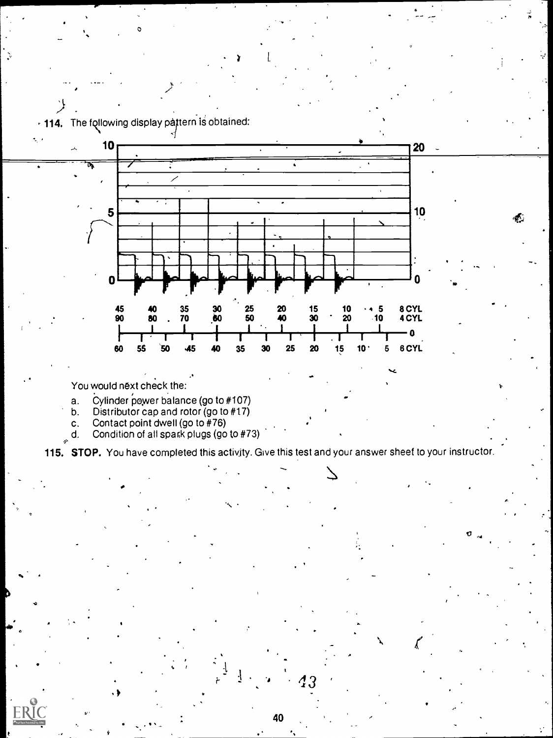114. The following display pattern is obtained:

10 20

5 10

0 0

45 40 35 30 25 20 15 10 5 8 CYL

90 80 70 60 50 40 30 20 10 4 CYL

0

60 55 50 45 40 35 30 25 20 15 10 5 6 CYL

You would next check the:

a. Cylinder power balance (go to #107)
b. Distributor cap and rotor (go to #17)
c. Contact point dwell (go to #76)
d. Condition of all spark plugs (go to #73)

115. **STOP.** You have completed this activity. Give this test and your answer sheet to your instructor.